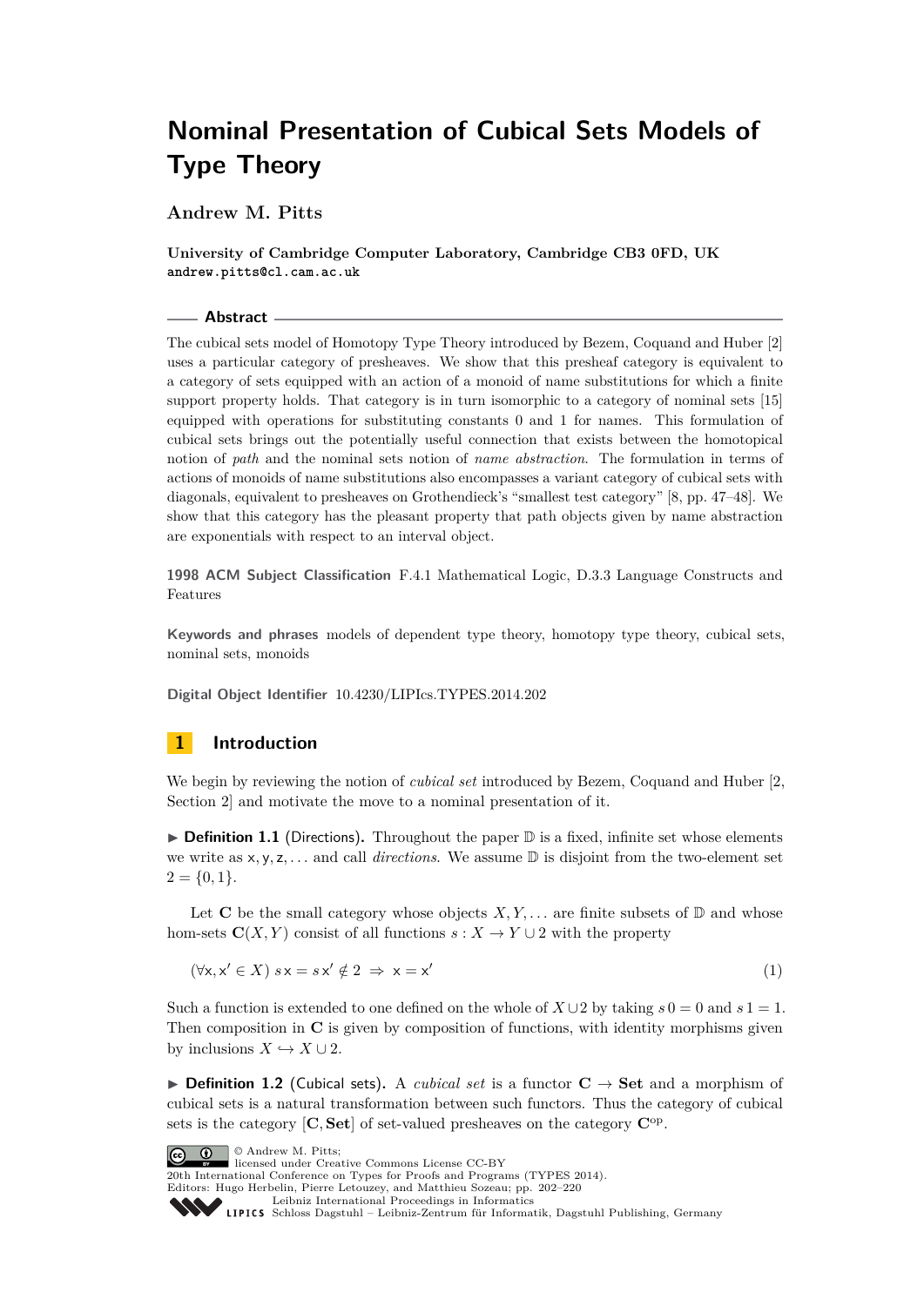# Nominal Presentation of Cubical Sets Models of Type Theory

**Andrew M. Pitts**

**University of Cambridge Computer Laboratory, Cambridge CB3 0FD, UK**
`andrew.pitts@cl.cam.ac.uk`

## Abstract

The cubical sets model of Homotopy Type Theory introduced by Bezem, Coquand and Huber [2] uses a particular category of presheaves. We show that this presheaf category is equivalent to a category of sets equipped with an action of a monoid of name substitutions for which a finite support property holds. That category is in turn isomorphic to a category of nominal sets [15] equipped with operations for substituting constants 0 and 1 for names. This formulation of cubical sets brings out the potentially useful connection that exists between the homotopical notion of *path* and the nominal sets notion of *name abstraction*. The formulation in terms of actions of monoids of name substitutions also encompasses a variant category of cubical sets with diagonals, equivalent to presheaves on Grothendieck's "smallest test category" [8, pp. 47–48]. We show that this category has the pleasant property that path objects given by name abstraction are exponentials with respect to an interval object.

**1998 ACM Subject Classification** F.4.1 Mathematical Logic, D.3.3 Language Constructs and Features

**Keywords and phrases** models of dependent type theory, homotopy type theory, cubical sets, nominal sets, monoids

**Digital Object Identifier** 10.4230/LIPIcs.TYPES.2014.202

## 1 Introduction

We begin by reviewing the notion of *cubical set* introduced by Bezem, Coquand and Huber [2, Section 2] and motivate the move to a nominal presentation of it.

▶ **Definition 1.1** (Directions)**.** Throughout the paper $\mathbb{D}$ is a fixed, infinite set whose elements we write as $\mathsf{x}, \mathsf{y}, \mathsf{z}, \ldots$ and call *directions*. We assume $\mathbb{D}$ is disjoint from the two-element set $2 = \{0, 1\}$.

Let $\mathbf{C}$ be the small category whose objects $X, Y, \ldots$ are finite subsets of $\mathbb{D}$ and whose hom-sets $\mathbf{C}(X, Y)$ consist of all functions $s : X \to Y \cup 2$ with the property

$$(\forall \mathsf{x}, \mathsf{x}' \in X)\; s\,\mathsf{x} = s\,\mathsf{x}' \notin 2 \;\Rightarrow\; \mathsf{x} = \mathsf{x}' \tag{1}$$

Such a function is extended to one defined on the whole of $X \cup 2$ by taking $s\,0 = 0$ and $s\,1 = 1$. Then composition in $\mathbf{C}$ is given by composition of functions, with identity morphisms given by inclusions $X \hookrightarrow X \cup 2$.

▶ **Definition 1.2** (Cubical sets)**.** A *cubical set* is a functor $\mathbf{C} \to \mathbf{Set}$ and a morphism of cubical sets is a natural transformation between such functors. Thus the category of cubical sets is the category $[\mathbf{C}, \mathbf{Set}]$ of set-valued presheaves on the category $\mathbf{C}^{\mathrm{op}}$.

© Andrew M. Pitts;
licensed under Creative Commons License CC-BY
20th International Conference on Types for Proofs and Programs (TYPES 2014).
Editors: Hugo Herbelin, Pierre Letouzey, and Matthieu Sozeau; pp. 202–220
Leibniz International Proceedings in Informatics
Schloss Dagstuhl – Leibniz-Zentrum für Informatik, Dagstuhl Publishing, Germany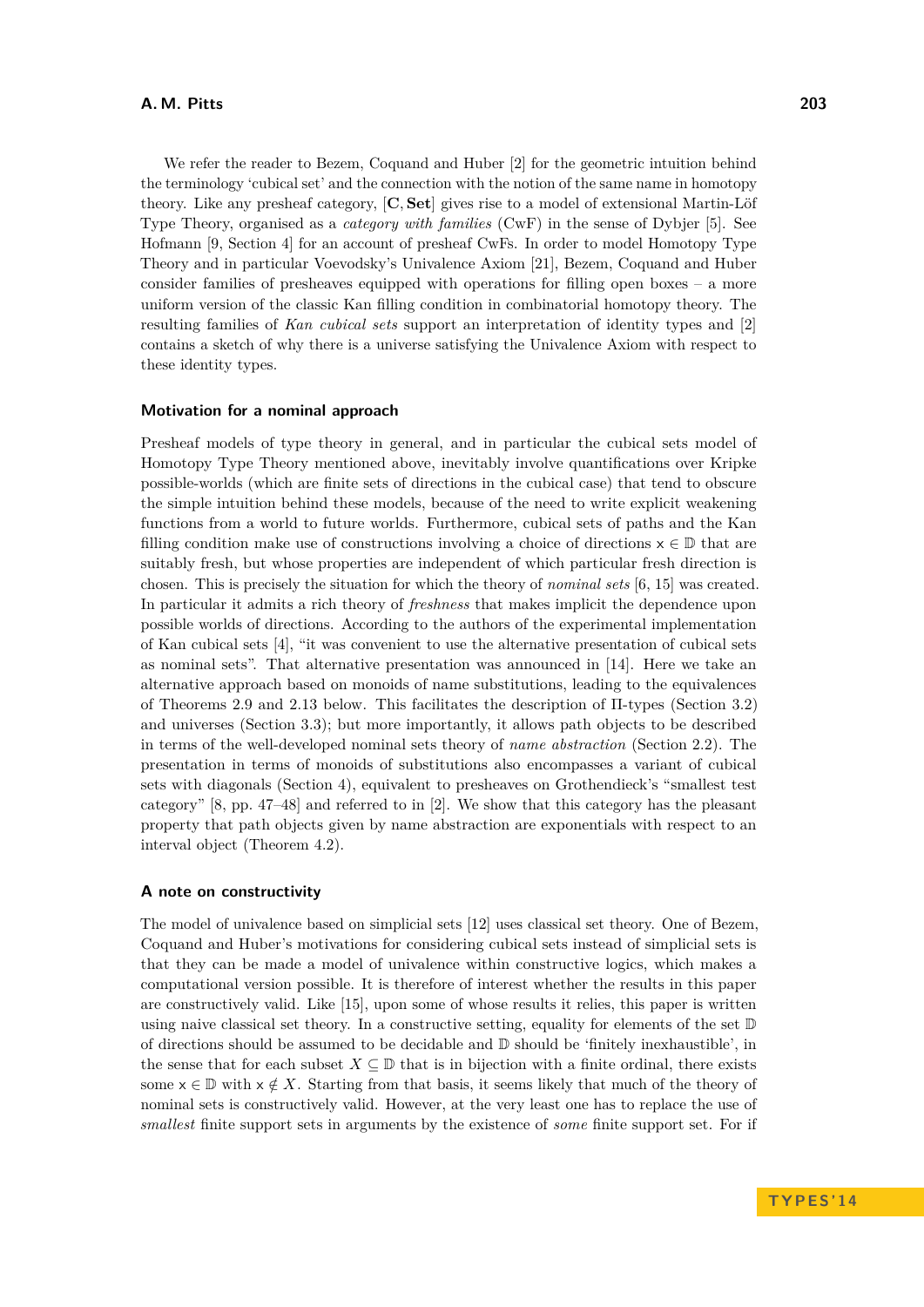We refer the reader to Bezem, Coquand and Huber [2] for the geometric intuition behind the terminology 'cubical set' and the connection with the notion of the same name in homotopy theory. Like any presheaf category, $[\mathbf{C}, \mathbf{Set}]$ gives rise to a model of extensional Martin-Löf Type Theory, organised as a *category with families* (CwF) in the sense of Dybjer [5]. See Hofmann [9, Section 4] for an account of presheaf CwFs. In order to model Homotopy Type Theory and in particular Voevodsky's Univalence Axiom [21], Bezem, Coquand and Huber consider families of presheaves equipped with operations for filling open boxes – a more uniform version of the classic Kan filling condition in combinatorial homotopy theory. The resulting families of *Kan cubical sets* support an interpretation of identity types and [2] contains a sketch of why there is a universe satisfying the Univalence Axiom with respect to these identity types.

#### Motivation for a nominal approach

Presheaf models of type theory in general, and in particular the cubical sets model of Homotopy Type Theory mentioned above, inevitably involve quantifications over Kripke possible-worlds (which are finite sets of directions in the cubical case) that tend to obscure the simple intuition behind these models, because of the need to write explicit weakening functions from a world to future worlds. Furthermore, cubical sets of paths and the Kan filling condition make use of constructions involving a choice of directions $\mathsf{x} \in \mathbb{D}$ that are suitably fresh, but whose properties are independent of which particular fresh direction is chosen. This is precisely the situation for which the theory of *nominal sets* [6, 15] was created. In particular it admits a rich theory of *freshness* that makes implicit the dependence upon possible worlds of directions. According to the authors of the experimental implementation of Kan cubical sets [4], "it was convenient to use the alternative presentation of cubical sets as nominal sets". That alternative presentation was announced in [14]. Here we take an alternative approach based on monoids of name substitutions, leading to the equivalences of Theorems 2.9 and 2.13 below. This facilitates the description of Π-types (Section 3.2) and universes (Section 3.3); but more importantly, it allows path objects to be described in terms of the well-developed nominal sets theory of *name abstraction* (Section 2.2). The presentation in terms of monoids of substitutions also encompasses a variant of cubical sets with diagonals (Section 4), equivalent to presheaves on Grothendieck's "smallest test category" [8, pp. 47–48] and referred to in [2]. We show that this category has the pleasant property that path objects given by name abstraction are exponentials with respect to an interval object (Theorem 4.2).

#### A note on constructivity

The model of univalence based on simplicial sets [12] uses classical set theory. One of Bezem, Coquand and Huber's motivations for considering cubical sets instead of simplicial sets is that they can be made a model of univalence within constructive logics, which makes a computational version possible. It is therefore of interest whether the results in this paper are constructively valid. Like [15], upon some of whose results it relies, this paper is written using naive classical set theory. In a constructive setting, equality for elements of the set $\mathbb{D}$ of directions should be assumed to be decidable and $\mathbb{D}$ should be 'finitely inexhaustible', in the sense that for each subset $X \subseteq \mathbb{D}$ that is in bijection with a finite ordinal, there exists some $\mathsf{x} \in \mathbb{D}$ with $\mathsf{x} \notin X$. Starting from that basis, it seems likely that much of the theory of nominal sets is constructively valid. However, at the very least one has to replace the use of *smallest* finite support sets in arguments by the existence of *some* finite support set. For if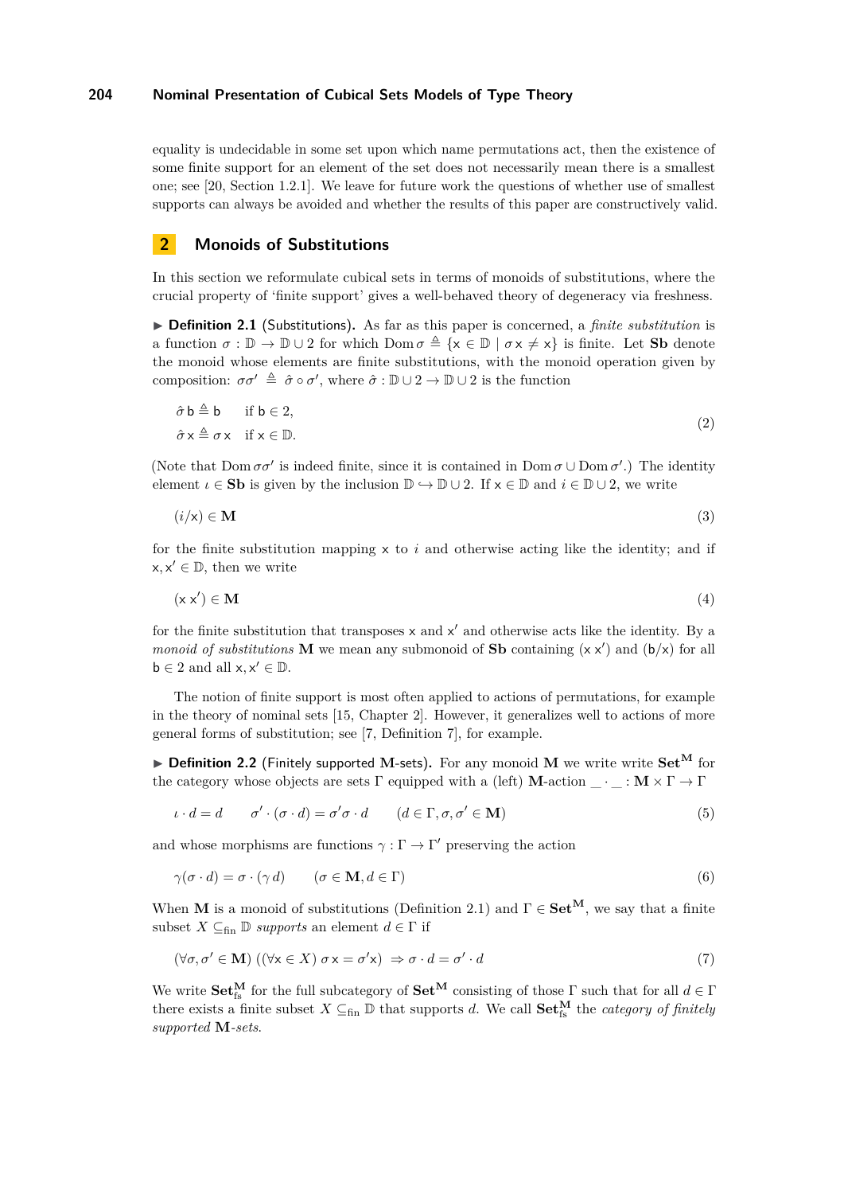equality is undecidable in some set upon which name permutations act, then the existence of some finite support for an element of the set does not necessarily mean there is a smallest one; see [20, Section 1.2.1]. We leave for future work the questions of whether use of smallest supports can always be avoided and whether the results of this paper are constructively valid.

## 2 Monoids of Substitutions

In this section we reformulate cubical sets in terms of monoids of substitutions, where the crucial property of 'finite support' gives a well-behaved theory of degeneracy via freshness.

► **Definition 2.1** (Substitutions). As far as this paper is concerned, a *finite substitution* is a function $\sigma : \mathbb{D} \to \mathbb{D} \cup 2$ for which $\operatorname{Dom} \sigma \triangleq \{\mathsf{x} \in \mathbb{D} \mid \sigma\,\mathsf{x} \neq \mathsf{x}\}$ is finite. Let $\mathbf{Sb}$ denote the monoid whose elements are finite substitutions, with the monoid operation given by composition: $\sigma\sigma' \triangleq \hat{\sigma} \circ \sigma'$, where $\hat{\sigma} : \mathbb{D} \cup 2 \to \mathbb{D} \cup 2$ is the function

$$
\begin{aligned}
&\hat{\sigma}\,\mathsf{b} \triangleq \mathsf{b} \quad \text{if } \mathsf{b} \in 2,\\
&\hat{\sigma}\,\mathsf{x} \triangleq \sigma\,\mathsf{x} \quad \text{if } \mathsf{x} \in \mathbb{D}.
\end{aligned}
\tag{2}
$$

(Note that $\operatorname{Dom} \sigma\sigma'$ is indeed finite, since it is contained in $\operatorname{Dom} \sigma \cup \operatorname{Dom} \sigma'$.) The identity element $\iota \in \mathbf{Sb}$ is given by the inclusion $\mathbb{D} \hookrightarrow \mathbb{D} \cup 2$. If $\mathsf{x} \in \mathbb{D}$ and $i \in \mathbb{D} \cup 2$, we write

$$
(i/\mathsf{x}) \in \mathbf{M} \tag{3}
$$

for the finite substitution mapping $\mathsf{x}$ to $i$ and otherwise acting like the identity; and if $\mathsf{x}, \mathsf{x}' \in \mathbb{D}$, then we write

$$
(\mathsf{x}\;\mathsf{x}') \in \mathbf{M} \tag{4}
$$

for the finite substitution that transposes $\mathsf{x}$ and $\mathsf{x}'$ and otherwise acts like the identity. By a *monoid of substitutions* $\mathbf{M}$ we mean any submonoid of $\mathbf{Sb}$ containing $(\mathsf{x}\;\mathsf{x}')$ and $(\mathsf{b}/\mathsf{x})$ for all $\mathsf{b} \in 2$ and all $\mathsf{x}, \mathsf{x}' \in \mathbb{D}$.

The notion of finite support is most often applied to actions of permutations, for example in the theory of nominal sets [15, Chapter 2]. However, it generalizes well to actions of more general forms of substitution; see [7, Definition 7], for example.

► **Definition 2.2** (Finitely supported $\mathbf{M}$-sets). For any monoid $\mathbf{M}$ we write write $\mathbf{Set}^{\mathbf{M}}$ for the category whose objects are sets $\Gamma$ equipped with a (left) $\mathbf{M}$-action $\_ \cdot \_ : \mathbf{M} \times \Gamma \to \Gamma$

$$
\iota \cdot d = d \qquad \sigma' \cdot (\sigma \cdot d) = \sigma'\sigma \cdot d \qquad (d \in \Gamma, \sigma, \sigma' \in \mathbf{M}) \tag{5}
$$

and whose morphisms are functions $\gamma : \Gamma \to \Gamma'$ preserving the action

$$
\gamma(\sigma \cdot d) = \sigma \cdot (\gamma\, d) \qquad (\sigma \in \mathbf{M}, d \in \Gamma) \tag{6}
$$

When $\mathbf{M}$ is a monoid of substitutions (Definition 2.1) and $\Gamma \in \mathbf{Set}^{\mathbf{M}}$, we say that a finite subset $X \subseteq_{\text{fin}} \mathbb{D}$ *supports* an element $d \in \Gamma$ if

$$
(\forall \sigma, \sigma' \in \mathbf{M})\;((\forall \mathsf{x} \in X)\; \sigma\,\mathsf{x} = \sigma'\mathsf{x}) \;\Rightarrow \sigma \cdot d = \sigma' \cdot d \tag{7}
$$

We write $\mathbf{Set}^{\mathbf{M}}_{\text{fs}}$ for the full subcategory of $\mathbf{Set}^{\mathbf{M}}$ consisting of those $\Gamma$ such that for all $d \in \Gamma$ there exists a finite subset $X \subseteq_{\text{fin}} \mathbb{D}$ that supports $d$. We call $\mathbf{Set}^{\mathbf{M}}_{\text{fs}}$ the *category of finitely supported* $\mathbf{M}$*-sets*.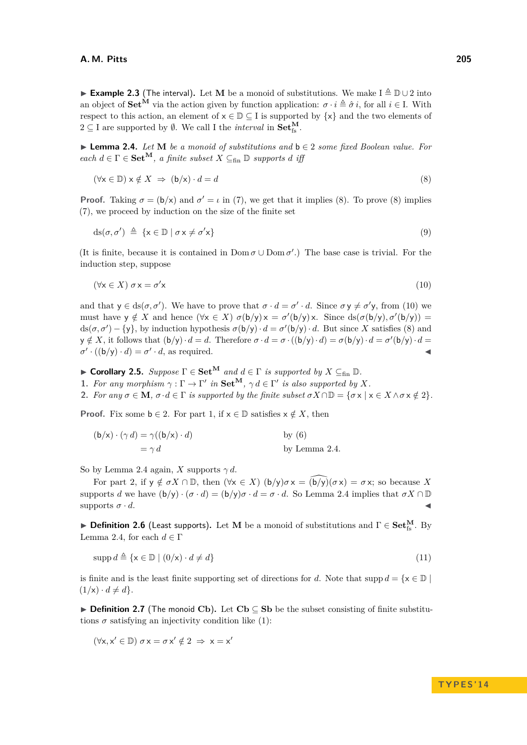▶ **Example 2.3** (The interval). Let $\mathbf{M}$ be a monoid of substitutions. We make $\mathrm{I} \triangleq \mathbb{D} \cup 2$ into an object of $\mathbf{Set}^{\mathbf{M}}$ via the action given by function application: $\sigma \cdot i \triangleq \hat{\sigma}\, i$, for all $i \in \mathrm{I}$. With respect to this action, an element of $\mathsf{x} \in \mathbb{D} \subseteq \mathrm{I}$ is supported by $\{\mathsf{x}\}$ and the two elements of $2 \subseteq \mathrm{I}$ are supported by $\emptyset$. We call I the *interval* in $\mathbf{Set}^{\mathbf{M}}_{\mathrm{fs}}$.

▶ **Lemma 2.4.** *Let $\mathbf{M}$ be a monoid of substitutions and $\mathsf{b} \in 2$ some fixed Boolean value. For each $d \in \Gamma \in \mathbf{Set}^{\mathbf{M}}$, a finite subset $X \subseteq_{\mathrm{fin}} \mathbb{D}$ supports $d$ iff*

$$(\forall \mathsf{x} \in \mathbb{D})\ \mathsf{x} \notin X \ \Rightarrow\ (\mathsf{b}/\mathsf{x}) \cdot d = d \tag{8}$$

**Proof.** Taking $\sigma = (\mathsf{b}/\mathsf{x})$ and $\sigma' = \iota$ in (7), we get that it implies (8). To prove (8) implies (7), we proceed by induction on the size of the finite set

$$\mathrm{ds}(\sigma, \sigma') \ \triangleq\ \{\mathsf{x} \in \mathbb{D} \mid \sigma\,\mathsf{x} \neq \sigma'\mathsf{x}\} \tag{9}$$

(It is finite, because it is contained in $\mathrm{Dom}\,\sigma \cup \mathrm{Dom}\,\sigma'$.) The base case is trivial. For the induction step, suppose

$$(\forall \mathsf{x} \in X)\ \sigma\,\mathsf{x} = \sigma'\mathsf{x} \tag{10}$$

and that $\mathsf{y} \in \mathrm{ds}(\sigma, \sigma')$. We have to prove that $\sigma \cdot d = \sigma' \cdot d$. Since $\sigma\,\mathsf{y} \neq \sigma'\mathsf{y}$, from (10) we must have $\mathsf{y} \notin X$ and hence $(\forall \mathsf{x} \in X)\ \sigma(\mathsf{b}/\mathsf{y})\,\mathsf{x} = \sigma'(\mathsf{b}/\mathsf{y})\,\mathsf{x}$. Since $\mathrm{ds}(\sigma(\mathsf{b}/\mathsf{y}), \sigma'(\mathsf{b}/\mathsf{y})) = \mathrm{ds}(\sigma, \sigma') - \{\mathsf{y}\}$, by induction hypothesis $\sigma(\mathsf{b}/\mathsf{y}) \cdot d = \sigma'(\mathsf{b}/\mathsf{y}) \cdot d$. But since $X$ satisfies (8) and $\mathsf{y} \notin X$, it follows that $(\mathsf{b}/\mathsf{y}) \cdot d = d$. Therefore $\sigma \cdot d = \sigma \cdot ((\mathsf{b}/\mathsf{y}) \cdot d) = \sigma(\mathsf{b}/\mathsf{y}) \cdot d = \sigma'(\mathsf{b}/\mathsf{y}) \cdot d = \sigma' \cdot ((\mathsf{b}/\mathsf{y}) \cdot d) = \sigma' \cdot d$, as required. ◀

▶ **Corollary 2.5.** *Suppose $\Gamma \in \mathbf{Set}^{\mathbf{M}}$ and $d \in \Gamma$ is supported by $X \subseteq_{\mathrm{fin}} \mathbb{D}$.*

1. *For any morphism $\gamma : \Gamma \to \Gamma'$ in $\mathbf{Set}^{\mathbf{M}}$, $\gamma\, d \in \Gamma'$ is also supported by $X$.*
2. *For any $\sigma \in \mathbf{M}$, $\sigma \cdot d \in \Gamma$ is supported by the finite subset $\sigma X \cap \mathbb{D} = \{\sigma\,\mathsf{x} \mid \mathsf{x} \in X \wedge \sigma\,\mathsf{x} \notin 2\}$.*

**Proof.** Fix some $\mathsf{b} \in 2$. For part 1, if $\mathsf{x} \in \mathbb{D}$ satisfies $\mathsf{x} \notin X$, then

$$\begin{aligned} (\mathsf{b}/\mathsf{x}) \cdot (\gamma\, d) &= \gamma((\mathsf{b}/\mathsf{x}) \cdot d) && \text{by (6)} \\ &= \gamma\, d && \text{by Lemma 2.4.} \end{aligned}$$

So by Lemma 2.4 again, $X$ supports $\gamma\, d$.

For part 2, if $\mathsf{y} \notin \sigma X \cap \mathbb{D}$, then $(\forall \mathsf{x} \in X)\ (\mathsf{b}/\mathsf{y})\sigma\,\mathsf{x} = \widehat{(\mathsf{b}/\mathsf{y})}(\sigma\,\mathsf{x}) = \sigma\,\mathsf{x}$; so because $X$ supports $d$ we have $(\mathsf{b}/\mathsf{y}) \cdot (\sigma \cdot d) = (\mathsf{b}/\mathsf{y})\sigma \cdot d = \sigma \cdot d$. So Lemma 2.4 implies that $\sigma X \cap \mathbb{D}$ supports $\sigma \cdot d$. ◀

▶ **Definition 2.6** (Least supports). Let $\mathbf{M}$ be a monoid of substitutions and $\Gamma \in \mathbf{Set}^{\mathbf{M}}_{\mathrm{fs}}$. By Lemma 2.4, for each $d \in \Gamma$

$$\mathrm{supp}\, d \triangleq \{\mathsf{x} \in \mathbb{D} \mid (0/\mathsf{x}) \cdot d \neq d\} \tag{11}$$

is finite and is the least finite supporting set of directions for $d$. Note that $\mathrm{supp}\, d = \{\mathsf{x} \in \mathbb{D} \mid (1/\mathsf{x}) \cdot d \neq d\}$.

▶ **Definition 2.7** (The monoid $\mathbf{Cb}$). Let $\mathbf{Cb} \subseteq \mathbf{Sb}$ be the subset consisting of finite substitutions $\sigma$ satisfying an injectivity condition like (1):

$$(\forall \mathsf{x}, \mathsf{x}' \in \mathbb{D})\ \sigma\,\mathsf{x} = \sigma\,\mathsf{x}' \notin 2 \ \Rightarrow\ \mathsf{x} = \mathsf{x}'$$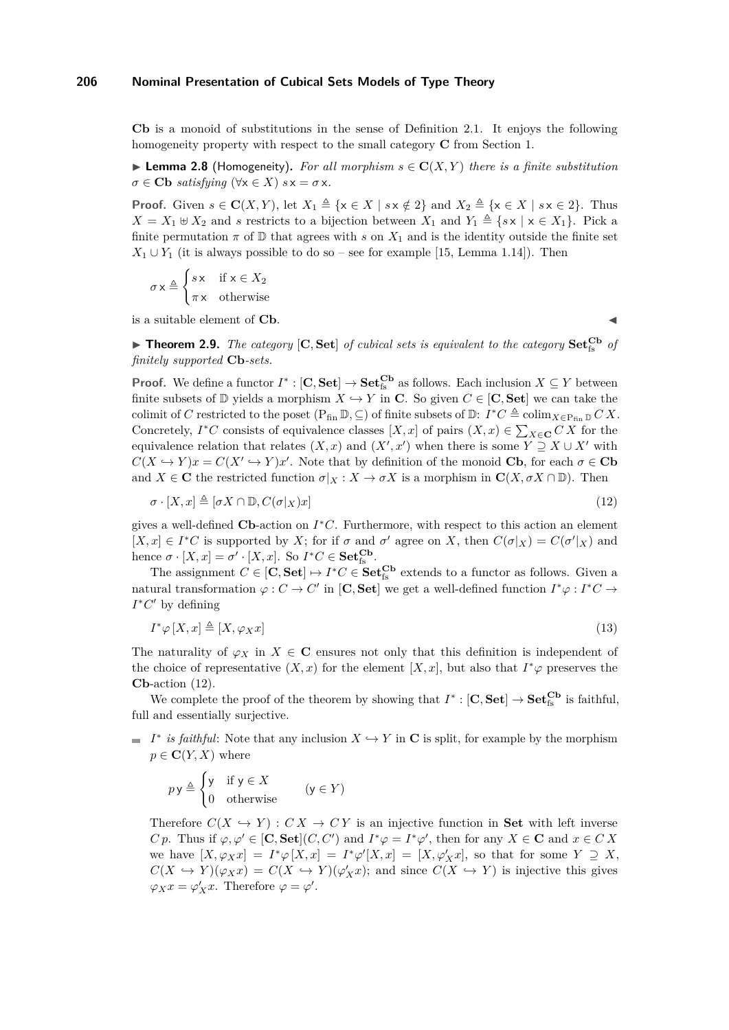**Cb** is a monoid of substitutions in the sense of Definition 2.1. It enjoys the following homogeneity property with respect to the small category **C** from Section 1.

▶ **Lemma 2.8** (Homogeneity). *For all morphism $s \in \mathbf{C}(X,Y)$ there is a finite substitution $\sigma \in \mathbf{Cb}$ satisfying $(\forall \mathsf{x} \in X)\ s\,\mathsf{x} = \sigma\,\mathsf{x}$.*

**Proof.** Given $s \in \mathbf{C}(X,Y)$, let $X_1 \triangleq \{\mathsf{x} \in X \mid s\,\mathsf{x} \notin 2\}$ and $X_2 \triangleq \{\mathsf{x} \in X \mid s\,\mathsf{x} \in 2\}$. Thus $X = X_1 \uplus X_2$ and $s$ restricts to a bijection between $X_1$ and $Y_1 \triangleq \{s\,\mathsf{x} \mid \mathsf{x} \in X_1\}$. Pick a finite permutation $\pi$ of $\mathbb{D}$ that agrees with $s$ on $X_1$ and is the identity outside the finite set $X_1 \cup Y_1$ (it is always possible to do so – see for example [15, Lemma 1.14]). Then

$$\sigma\,\mathsf{x} \triangleq \begin{cases} s\,\mathsf{x} & \text{if } \mathsf{x} \in X_2 \\ \pi\,\mathsf{x} & \text{otherwise} \end{cases}$$

is a suitable element of **Cb**. ◀

▶ **Theorem 2.9.** *The category $[\mathbf{C}, \mathbf{Set}]$ of cubical sets is equivalent to the category $\mathbf{Set}^{\mathbf{Cb}}_{\mathrm{fs}}$ of finitely supported **Cb**-sets.*

**Proof.** We define a functor $I^* : [\mathbf{C}, \mathbf{Set}] \to \mathbf{Set}^{\mathbf{Cb}}_{\mathrm{fs}}$ as follows. Each inclusion $X \subseteq Y$ between finite subsets of $\mathbb{D}$ yields a morphism $X \hookrightarrow Y$ in **C**. So given $C \in [\mathbf{C}, \mathbf{Set}]$ we can take the colimit of $C$ restricted to the poset $(\mathrm{P}_{\mathrm{fin}}\,\mathbb{D}, \subseteq)$ of finite subsets of $\mathbb{D}$: $I^*C \triangleq \mathrm{colim}_{X \in \mathrm{P}_{\mathrm{fin}}\,\mathbb{D}}\, C\,X$. Concretely, $I^*C$ consists of equivalence classes $[X, x]$ of pairs $(X, x) \in \sum_{X \in \mathbf{C}} C\,X$ for the equivalence relation that relates $(X, x)$ and $(X', x')$ when there is some $Y \supseteq X \cup X'$ with $C(X \hookrightarrow Y)x = C(X' \hookrightarrow Y)x'$. Note that by definition of the monoid **Cb**, for each $\sigma \in \mathbf{Cb}$ and $X \in \mathbf{C}$ the restricted function $\sigma|_X : X \to \sigma X$ is a morphism in $\mathbf{C}(X, \sigma X \cap \mathbb{D})$. Then

$$\sigma \cdot [X, x] \triangleq [\sigma X \cap \mathbb{D}, C(\sigma|_X)x] \tag{12}$$

gives a well-defined **Cb**-action on $I^*C$. Furthermore, with respect to this action an element $[X, x] \in I^*C$ is supported by $X$; for if $\sigma$ and $\sigma'$ agree on $X$, then $C(\sigma|_X) = C(\sigma'|_X)$ and hence $\sigma \cdot [X, x] = \sigma' \cdot [X, x]$. So $I^*C \in \mathbf{Set}^{\mathbf{Cb}}_{\mathrm{fs}}$.

The assignment $C \in [\mathbf{C}, \mathbf{Set}] \mapsto I^*C \in \mathbf{Set}^{\mathbf{Cb}}_{\mathrm{fs}}$ extends to a functor as follows. Given a natural transformation $\varphi : C \to C'$ in $[\mathbf{C}, \mathbf{Set}]$ we get a well-defined function $I^*\varphi : I^*C \to I^*C'$ by defining

$$I^*\varphi\,[X, x] \triangleq [X, \varphi_X x] \tag{13}$$

The naturality of $\varphi_X$ in $X \in \mathbf{C}$ ensures not only that this definition is independent of the choice of representative $(X, x)$ for the element $[X, x]$, but also that $I^*\varphi$ preserves the **Cb**-action (12).

We complete the proof of the theorem by showing that $I^* : [\mathbf{C}, \mathbf{Set}] \to \mathbf{Set}^{\mathbf{Cb}}_{\mathrm{fs}}$ is faithful, full and essentially surjective.

- *$I^*$ is faithful*: Note that any inclusion $X \hookrightarrow Y$ in **C** is split, for example by the morphism $p \in \mathbf{C}(Y, X)$ where

  $$p\,\mathsf{y} \triangleq \begin{cases} \mathsf{y} & \text{if } \mathsf{y} \in X \\ 0 & \text{otherwise} \end{cases} \qquad (\mathsf{y} \in Y)$$

  Therefore $C(X \hookrightarrow Y) : C\,X \to C\,Y$ is an injective function in **Set** with left inverse $C\,p$. Thus if $\varphi, \varphi' \in [\mathbf{C}, \mathbf{Set}](C, C')$ and $I^*\varphi = I^*\varphi'$, then for any $X \in \mathbf{C}$ and $x \in C\,X$ we have $[X, \varphi_X x] = I^*\varphi\,[X, x] = I^*\varphi'[X, x] = [X, \varphi'_X x]$, so that for some $Y \supseteq X$, $C(X \hookrightarrow Y)(\varphi_X x) = C(X \hookrightarrow Y)(\varphi'_X x)$; and since $C(X \hookrightarrow Y)$ is injective this gives $\varphi_X x = \varphi'_X x$. Therefore $\varphi = \varphi'$.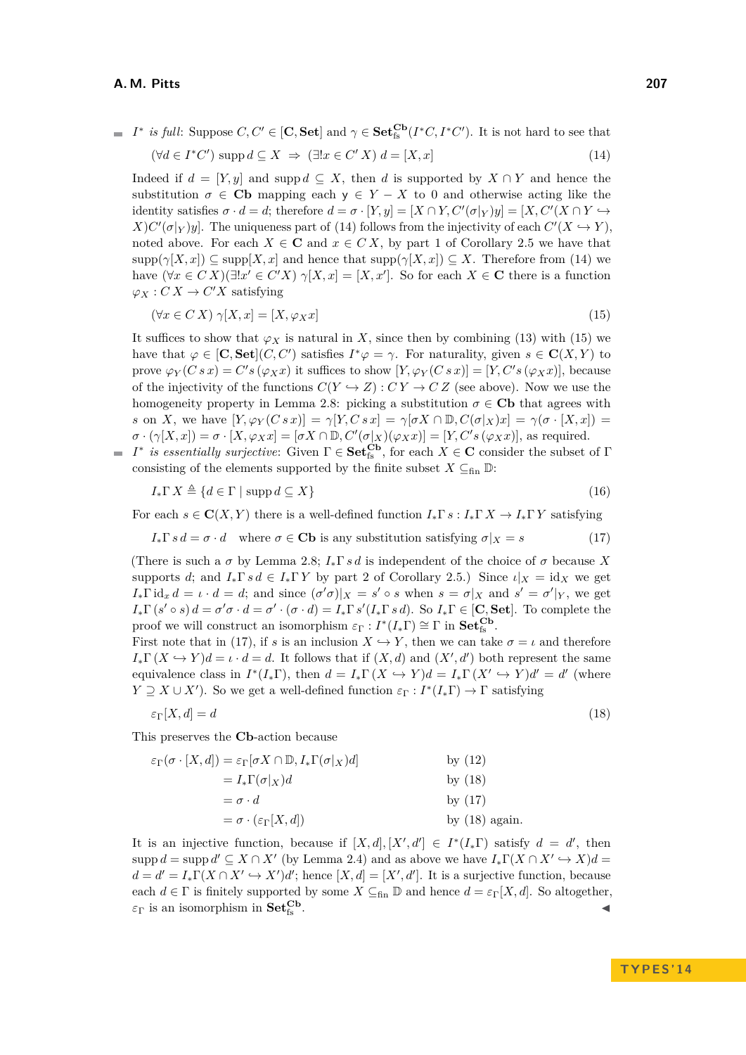- $I^*$ *is full*: Suppose $C, C' \in [\mathbf{C}, \mathbf{Set}]$ and $\gamma \in \mathbf{Set}^{\mathbf{Cb}}_{\mathrm{fs}}(I^* C, I^* C')$. It is not hard to see that

$$(\forall d \in I^* C')\ \mathrm{supp}\, d \subseteq X \ \Rightarrow\ (\exists! x \in C'\, X)\ d = [X, x] \tag{14}$$

Indeed if $d = [Y, y]$ and $\mathrm{supp}\, d \subseteq X$, then $d$ is supported by $X \cap Y$ and hence the substitution $\sigma \in \mathbf{Cb}$ mapping each $\mathsf{y} \in Y - X$ to 0 and otherwise acting like the identity satisfies $\sigma \cdot d = d$; therefore $d = \sigma \cdot [Y, y] = [X \cap Y, C'(\sigma|_Y)y] = [X, C'(X \cap Y \hookrightarrow X)C'(\sigma|_Y)y]$. The uniqueness part of (14) follows from the injectivity of each $C'(X \hookrightarrow Y)$, noted above. For each $X \in \mathbf{C}$ and $x \in C\, X$, by part 1 of Corollary 2.5 we have that $\mathrm{supp}(\gamma[X, x]) \subseteq \mathrm{supp}[X, x]$ and hence that $\mathrm{supp}(\gamma[X, x]) \subseteq X$. Therefore from (14) we have $(\forall x \in C\, X)(\exists! x' \in C' X)\ \gamma[X, x] = [X, x']$. So for each $X \in \mathbf{C}$ there is a function $\varphi_X : C\, X \to C' X$ satisfying

$$(\forall x \in C\, X)\ \gamma[X, x] = [X, \varphi_X x] \tag{15}$$

It suffices to show that $\varphi_X$ is natural in $X$, since then by combining (13) with (15) we have that $\varphi \in [\mathbf{C}, \mathbf{Set}](C, C')$ satisfies $I^* \varphi = \gamma$. For naturality, given $s \in \mathbf{C}(X, Y)$ to prove $\varphi_Y(C\, s\, x) = C' s\, (\varphi_X x)$ it suffices to show $[Y, \varphi_Y(C\, s\, x)] = [Y, C' s\, (\varphi_X x)]$, because of the injectivity of the functions $C(Y \hookrightarrow Z) : C\, Y \to C\, Z$ (see above). Now we use the homogeneity property in Lemma 2.8: picking a substitution $\sigma \in \mathbf{Cb}$ that agrees with $s$ on $X$, we have $[Y, \varphi_Y(C\, s\, x)] = \gamma[Y, C\, s\, x] = \gamma[\sigma X \cap \mathbb{D}, C(\sigma|_X)x] = \gamma(\sigma \cdot [X, x]) = \sigma \cdot (\gamma[X, x]) = \sigma \cdot [X, \varphi_X x] = [\sigma X \cap \mathbb{D}, C'(\sigma|_X)(\varphi_X x)] = [Y, C' s\, (\varphi_X x)]$, as required.

- $I^*$ *is essentially surjective*: Given $\Gamma \in \mathbf{Set}^{\mathbf{Cb}}_{\mathrm{fs}}$, for each $X \in \mathbf{C}$ consider the subset of $\Gamma$ consisting of the elements supported by the finite subset $X \subseteq_{\mathrm{fin}} \mathbb{D}$:

$$I_* \Gamma\, X \triangleq \{d \in \Gamma \mid \mathrm{supp}\, d \subseteq X\} \tag{16}$$

For each $s \in \mathbf{C}(X, Y)$ there is a well-defined function $I_* \Gamma\, s : I_* \Gamma\, X \to I_* \Gamma\, Y$ satisfying

$$I_* \Gamma\, s\, d = \sigma \cdot d \quad \text{where } \sigma \in \mathbf{Cb} \text{ is any substitution satisfying } \sigma|_X = s \tag{17}$$

(There is such a $\sigma$ by Lemma 2.8; $I_* \Gamma\, s\, d$ is independent of the choice of $\sigma$ because $X$ supports $d$; and $I_* \Gamma\, s\, d \in I_* \Gamma\, Y$ by part 2 of Corollary 2.5.) Since $\iota|_X = \mathrm{id}_X$ we get $I_* \Gamma\, \mathrm{id}_x\, d = \iota \cdot d = d$; and since $(\sigma' \sigma)|_X = s' \circ s$ when $s = \sigma|_X$ and $s' = \sigma'|_Y$, we get $I_* \Gamma\, (s' \circ s)\, d = \sigma' \sigma \cdot d = \sigma' \cdot (\sigma \cdot d) = I_* \Gamma\, s' (I_* \Gamma\, s\, d)$. So $I_* \Gamma \in [\mathbf{C}, \mathbf{Set}]$. To complete the proof we will construct an isomorphism $\varepsilon_\Gamma : I^*(I_* \Gamma) \cong \Gamma$ in $\mathbf{Set}^{\mathbf{Cb}}_{\mathrm{fs}}$.
First note that in (17), if $s$ is an inclusion $X \hookrightarrow Y$, then we can take $\sigma = \iota$ and therefore $I_* \Gamma\, (X \hookrightarrow Y) d = \iota \cdot d = d$. It follows that if $(X, d)$ and $(X', d')$ both represent the same equivalence class in $I^*(I_* \Gamma)$, then $d = I_* \Gamma\, (X \hookrightarrow Y) d = I_* \Gamma\, (X' \hookrightarrow Y) d' = d'$ (where $Y \supseteq X \cup X'$). So we get a well-defined function $\varepsilon_\Gamma : I^*(I_* \Gamma) \to \Gamma$ satisfying

$$\varepsilon_\Gamma [X, d] = d \tag{18}$$

This preserves the $\mathbf{Cb}$-action because

$$\begin{aligned}
\varepsilon_\Gamma(\sigma \cdot [X, d]) &= \varepsilon_\Gamma[\sigma X \cap \mathbb{D}, I_* \Gamma(\sigma|_X) d] && \text{by (12)}\\
&= I_* \Gamma(\sigma|_X) d && \text{by (18)}\\
&= \sigma \cdot d && \text{by (17)}\\
&= \sigma \cdot (\varepsilon_\Gamma[X, d]) && \text{by (18) again.}
\end{aligned}$$

It is an injective function, because if $[X, d], [X', d'] \in I^*(I_* \Gamma)$ satisfy $d = d'$, then $\mathrm{supp}\, d = \mathrm{supp}\, d' \subseteq X \cap X'$ (by Lemma 2.4) and as above we have $I_* \Gamma(X \cap X' \hookrightarrow X) d = d = d' = I_* \Gamma(X \cap X' \hookrightarrow X') d'$; hence $[X, d] = [X', d']$. It is a surjective function, because each $d \in \Gamma$ is finitely supported by some $X \subseteq_{\mathrm{fin}} \mathbb{D}$ and hence $d = \varepsilon_\Gamma[X, d]$. So altogether, $\varepsilon_\Gamma$ is an isomorphism in $\mathbf{Set}^{\mathbf{Cb}}_{\mathrm{fs}}$. ◀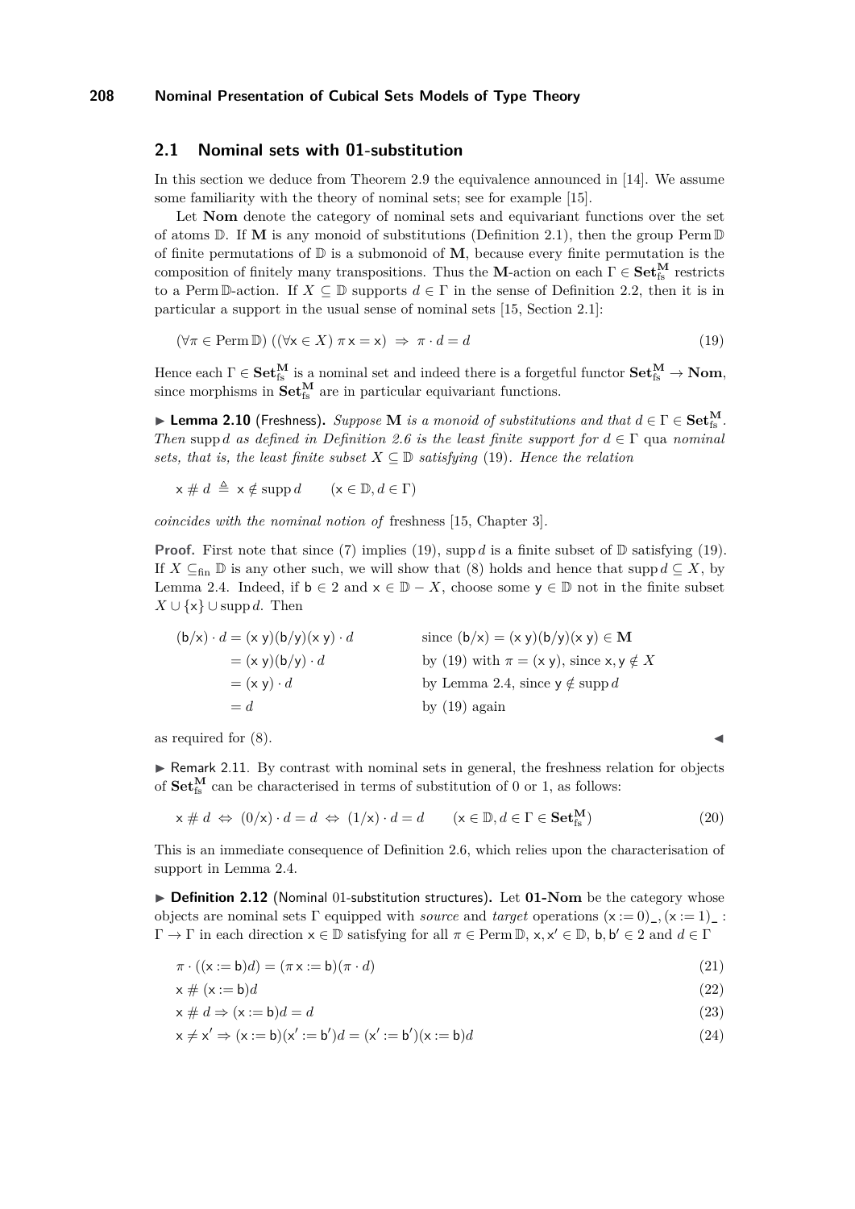## 2.1 Nominal sets with 01-substitution

In this section we deduce from Theorem 2.9 the equivalence announced in [14]. We assume some familiarity with the theory of nominal sets; see for example [15].

Let **Nom** denote the category of nominal sets and equivariant functions over the set of atoms $\mathbb{D}$. If $\mathbf{M}$ is any monoid of substitutions (Definition 2.1), then the group $\operatorname{Perm}\mathbb{D}$ of finite permutations of $\mathbb{D}$ is a submonoid of $\mathbf{M}$, because every finite permutation is the composition of finitely many transpositions. Thus the $\mathbf{M}$-action on each $\Gamma \in \mathbf{Set}_{\text{fs}}^{\mathbf{M}}$ restricts to a $\operatorname{Perm}\mathbb{D}$-action. If $X \subseteq \mathbb{D}$ supports $d \in \Gamma$ in the sense of Definition 2.2, then it is in particular a support in the usual sense of nominal sets [15, Section 2.1]:

$$(\forall \pi \in \operatorname{Perm}\mathbb{D})\ ((\forall \mathsf{x} \in X)\ \pi\,\mathsf{x} = \mathsf{x}) \;\Rightarrow\; \pi \cdot d = d \tag{19}$$

Hence each $\Gamma \in \mathbf{Set}_{\text{fs}}^{\mathbf{M}}$ is a nominal set and indeed there is a forgetful functor $\mathbf{Set}_{\text{fs}}^{\mathbf{M}} \to \mathbf{Nom}$, since morphisms in $\mathbf{Set}_{\text{fs}}^{\mathbf{M}}$ are in particular equivariant functions.

► **Lemma 2.10** (Freshness). *Suppose $\mathbf{M}$ is a monoid of substitutions and that $d \in \Gamma \in \mathbf{Set}_{\text{fs}}^{\mathbf{M}}$. Then $\operatorname{supp} d$ as defined in Definition 2.6 is the least finite support for $d \in \Gamma$ qua nominal sets, that is, the least finite subset $X \subseteq \mathbb{D}$ satisfying (19). Hence the relation*

$$\mathsf{x} \mathrel{\#} d \;\triangleq\; \mathsf{x} \notin \operatorname{supp} d \qquad (\mathsf{x} \in \mathbb{D}, d \in \Gamma)$$

*coincides with the nominal notion of* freshness [15, Chapter 3].

**Proof.** First note that since (7) implies (19), $\operatorname{supp} d$ is a finite subset of $\mathbb{D}$ satisfying (19). If $X \subseteq_{\text{fin}} \mathbb{D}$ is any other such, we will show that (8) holds and hence that $\operatorname{supp} d \subseteq X$, by Lemma 2.4. Indeed, if $\mathsf{b} \in 2$ and $\mathsf{x} \in \mathbb{D} - X$, choose some $\mathsf{y} \in \mathbb{D}$ not in the finite subset $X \cup \{\mathsf{x}\} \cup \operatorname{supp} d$. Then

$$
\begin{aligned}
(\mathsf{b}/\mathsf{x}) \cdot d &= (\mathsf{x}\ \mathsf{y})(\mathsf{b}/\mathsf{y})(\mathsf{x}\ \mathsf{y}) \cdot d && \text{since } (\mathsf{b}/\mathsf{x}) = (\mathsf{x}\ \mathsf{y})(\mathsf{b}/\mathsf{y})(\mathsf{x}\ \mathsf{y}) \in \mathbf{M} \\
&= (\mathsf{x}\ \mathsf{y})(\mathsf{b}/\mathsf{y}) \cdot d && \text{by (19) with } \pi = (\mathsf{x}\ \mathsf{y}), \text{ since } \mathsf{x}, \mathsf{y} \notin X \\
&= (\mathsf{x}\ \mathsf{y}) \cdot d && \text{by Lemma 2.4, since } \mathsf{y} \notin \operatorname{supp} d \\
&= d && \text{by (19) again}
\end{aligned}
$$

as required for (8). ◄

► Remark 2.11. By contrast with nominal sets in general, the freshness relation for objects of $\mathbf{Set}_{\text{fs}}^{\mathbf{M}}$ can be characterised in terms of substitution of 0 or 1, as follows:

$$\mathsf{x} \mathrel{\#} d \;\Leftrightarrow\; (0/\mathsf{x}) \cdot d = d \;\Leftrightarrow\; (1/\mathsf{x}) \cdot d = d \qquad (\mathsf{x} \in \mathbb{D}, d \in \Gamma \in \mathbf{Set}_{\text{fs}}^{\mathbf{M}}) \tag{20}$$

This is an immediate consequence of Definition 2.6, which relies upon the characterisation of support in Lemma 2.4.

► **Definition 2.12** (Nominal 01-substitution structures). Let **01-Nom** be the category whose objects are nominal sets $\Gamma$ equipped with *source* and *target* operations $(\mathsf{x} := 0)\_, (\mathsf{x} := 1)\_ : \Gamma \to \Gamma$ in each direction $\mathsf{x} \in \mathbb{D}$ satisfying for all $\pi \in \operatorname{Perm}\mathbb{D}$, $\mathsf{x}, \mathsf{x}' \in \mathbb{D}$, $\mathsf{b}, \mathsf{b}' \in 2$ and $d \in \Gamma$

$$\pi \cdot ((\mathsf{x} := \mathsf{b})d) = (\pi\,\mathsf{x} := \mathsf{b})(\pi \cdot d) \tag{21}$$

$$\mathsf{x} \mathrel{\#} (\mathsf{x} := \mathsf{b})d \tag{22}$$

$$\mathsf{x} \mathrel{\#} d \Rightarrow (\mathsf{x} := \mathsf{b})d = d \tag{23}$$

$$\mathsf{x} \neq \mathsf{x}' \Rightarrow (\mathsf{x} := \mathsf{b})(\mathsf{x}' := \mathsf{b}')d = (\mathsf{x}' := \mathsf{b}')(\mathsf{x} := \mathsf{b})d \tag{24}$$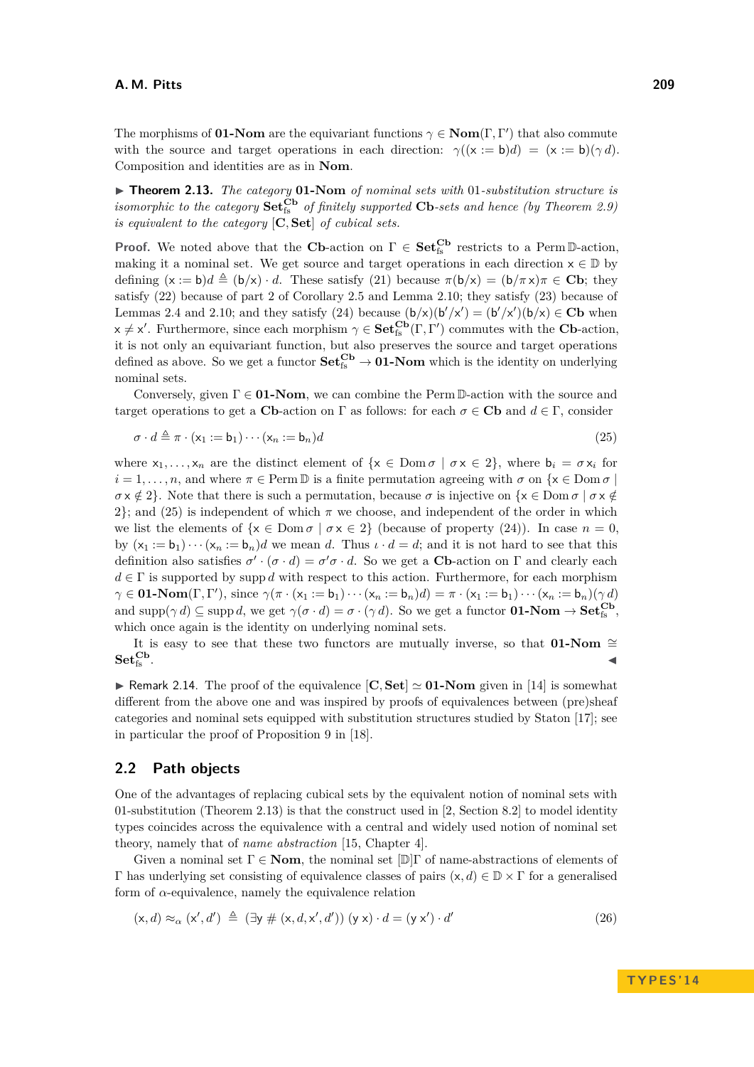The morphisms of **01-Nom** are the equivariant functions $\gamma \in \mathbf{Nom}(\Gamma, \Gamma')$ that also commute with the source and target operations in each direction: $\gamma((\mathsf{x} := \mathsf{b})d) = (\mathsf{x} := \mathsf{b})(\gamma\, d)$. Composition and identities are as in **Nom**.

▶ **Theorem 2.13.** *The category* **01-Nom** *of nominal sets with* 01*-substitution structure is isomorphic to the category* $\mathbf{Set}^{\mathbf{Cb}}_{\mathrm{fs}}$ *of finitely supported* **Cb***-sets and hence (by Theorem 2.9) is equivalent to the category* $[\mathbf{C}, \mathbf{Set}]$ *of cubical sets.*

**Proof.** We noted above that the **Cb**-action on $\Gamma \in \mathbf{Set}^{\mathbf{Cb}}_{\mathrm{fs}}$ restricts to a $\operatorname{Perm}\mathbb{D}$-action, making it a nominal set. We get source and target operations in each direction $\mathsf{x} \in \mathbb{D}$ by defining $(\mathsf{x} := \mathsf{b})d \triangleq (\mathsf{b}/\mathsf{x}) \cdot d$. These satisfy (21) because $\pi(\mathsf{b}/\mathsf{x}) = (\mathsf{b}/\pi\,\mathsf{x})\pi \in \mathbf{Cb}$; they satisfy (22) because of part 2 of Corollary 2.5 and Lemma 2.10; they satisfy (23) because of Lemmas 2.4 and 2.10; and they satisfy (24) because $(\mathsf{b}/\mathsf{x})(\mathsf{b}'/\mathsf{x}') = (\mathsf{b}'/\mathsf{x}')(\mathsf{b}/\mathsf{x}) \in \mathbf{Cb}$ when $\mathsf{x} \neq \mathsf{x}'$. Furthermore, since each morphism $\gamma \in \mathbf{Set}^{\mathbf{Cb}}_{\mathrm{fs}}(\Gamma, \Gamma')$ commutes with the **Cb**-action, it is not only an equivariant function, but also preserves the source and target operations defined as above. So we get a functor $\mathbf{Set}^{\mathbf{Cb}}_{\mathrm{fs}} \to$ **01-Nom** which is the identity on underlying nominal sets.

Conversely, given $\Gamma \in$ **01-Nom**, we can combine the $\operatorname{Perm}\mathbb{D}$-action with the source and target operations to get a **Cb**-action on $\Gamma$ as follows: for each $\sigma \in \mathbf{Cb}$ and $d \in \Gamma$, consider

$$\sigma \cdot d \triangleq \pi \cdot (\mathsf{x}_1 := \mathsf{b}_1) \cdots (\mathsf{x}_n := \mathsf{b}_n)d \tag{25}$$

where $\mathsf{x}_1, \ldots, \mathsf{x}_n$ are the distinct element of $\{\mathsf{x} \in \operatorname{Dom}\sigma \mid \sigma\,\mathsf{x} \in 2\}$, where $\mathsf{b}_i = \sigma\,\mathsf{x}_i$ for $i = 1, \ldots, n$, and where $\pi \in \operatorname{Perm}\mathbb{D}$ is a finite permutation agreeing with $\sigma$ on $\{\mathsf{x} \in \operatorname{Dom}\sigma \mid \sigma\,\mathsf{x} \notin 2\}$. Note that there is such a permutation, because $\sigma$ is injective on $\{\mathsf{x} \in \operatorname{Dom}\sigma \mid \sigma\,\mathsf{x} \notin 2\}$; and (25) is independent of which $\pi$ we choose, and independent of the order in which we list the elements of $\{\mathsf{x} \in \operatorname{Dom}\sigma \mid \sigma\,\mathsf{x} \in 2\}$ (because of property (24)). In case $n = 0$, by $(\mathsf{x}_1 := \mathsf{b}_1) \cdots (\mathsf{x}_n := \mathsf{b}_n)d$ we mean $d$. Thus $\iota \cdot d = d$; and it is not hard to see that this definition also satisfies $\sigma' \cdot (\sigma \cdot d) = \sigma'\sigma \cdot d$. So we get a **Cb**-action on $\Gamma$ and clearly each $d \in \Gamma$ is supported by $\operatorname{supp} d$ with respect to this action. Furthermore, for each morphism $\gamma \in$ **01-Nom**$(\Gamma, \Gamma')$, since $\gamma(\pi \cdot (\mathsf{x}_1 := \mathsf{b}_1) \cdots (\mathsf{x}_n := \mathsf{b}_n)d) = \pi \cdot (\mathsf{x}_1 := \mathsf{b}_1) \cdots (\mathsf{x}_n := \mathsf{b}_n)(\gamma\, d)$ and $\operatorname{supp}(\gamma\, d) \subseteq \operatorname{supp} d$, we get $\gamma(\sigma \cdot d) = \sigma \cdot (\gamma\, d)$. So we get a functor **01-Nom** $\to \mathbf{Set}^{\mathbf{Cb}}_{\mathrm{fs}}$, which once again is the identity on underlying nominal sets.

It is easy to see that these two functors are mutually inverse, so that **01-Nom** $\cong \mathbf{Set}^{\mathbf{Cb}}_{\mathrm{fs}}$. ◀

▶ Remark 2.14. The proof of the equivalence $[\mathbf{C}, \mathbf{Set}] \simeq$ **01-Nom** given in [14] is somewhat different from the above one and was inspired by proofs of equivalences between (pre)sheaf categories and nominal sets equipped with substitution structures studied by Staton [17]; see in particular the proof of Proposition 9 in [18].

## 2.2 Path objects

One of the advantages of replacing cubical sets by the equivalent notion of nominal sets with 01-substitution (Theorem 2.13) is that the construct used in [2, Section 8.2] to model identity types coincides across the equivalence with a central and widely used notion of nominal set theory, namely that of *name abstraction* [15, Chapter 4].

Given a nominal set $\Gamma \in \mathbf{Nom}$, the nominal set $[\mathbb{D}]\Gamma$ of name-abstractions of elements of $\Gamma$ has underlying set consisting of equivalence classes of pairs $(\mathsf{x}, d) \in \mathbb{D} \times \Gamma$ for a generalised form of $\alpha$-equivalence, namely the equivalence relation

$$(\mathsf{x}, d) \approx_\alpha (\mathsf{x}', d') \;\triangleq\; (\exists \mathsf{y} \# (\mathsf{x}, d, \mathsf{x}', d'))\; (\mathsf{y}\;\mathsf{x}) \cdot d = (\mathsf{y}\;\mathsf{x}') \cdot d' \tag{26}$$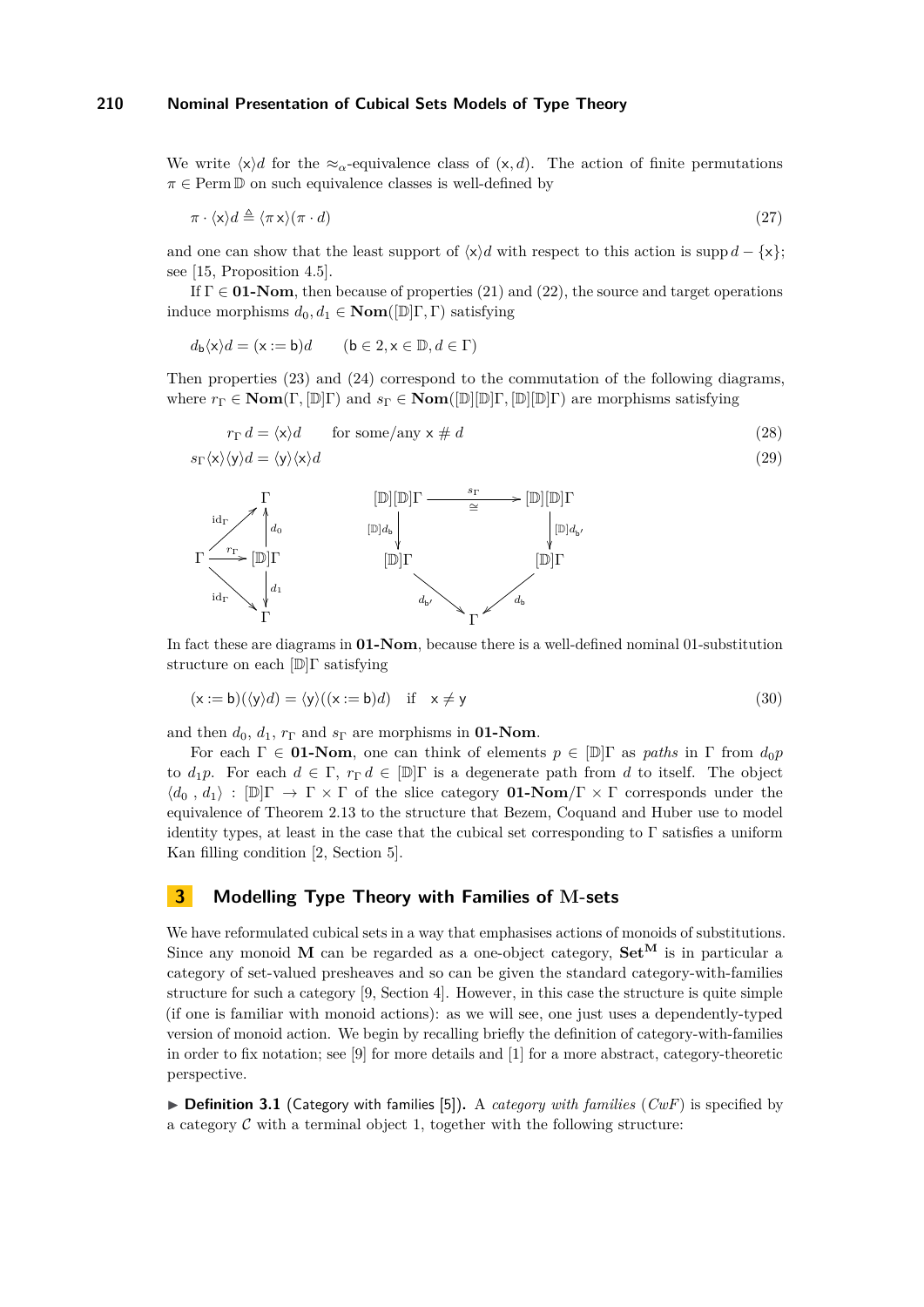We write $\langle \mathsf{x} \rangle d$ for the $\approx_\alpha$-equivalence class of $(\mathsf{x}, d)$. The action of finite permutations $\pi \in \mathrm{Perm}\,\mathbb{D}$ on such equivalence classes is well-defined by

$$\pi \cdot \langle \mathsf{x} \rangle d \triangleq \langle \pi\, \mathsf{x} \rangle (\pi \cdot d) \tag{27}$$

and one can show that the least support of $\langle \mathsf{x} \rangle d$ with respect to this action is $\mathrm{supp}\, d - \{\mathsf{x}\}$; see [15, Proposition 4.5].

If $\Gamma \in \mathbf{01\text{-}Nom}$, then because of properties (21) and (22), the source and target operations induce morphisms $d_0, d_1 \in \mathbf{Nom}([\mathbb{D}]\Gamma, \Gamma)$ satisfying

$$d_{\mathsf{b}} \langle \mathsf{x} \rangle d = (\mathsf{x} := \mathsf{b}) d \qquad (\mathsf{b} \in 2, \mathsf{x} \in \mathbb{D}, d \in \Gamma)$$

Then properties (23) and (24) correspond to the commutation of the following diagrams, where $r_\Gamma \in \mathbf{Nom}(\Gamma, [\mathbb{D}]\Gamma)$ and $s_\Gamma \in \mathbf{Nom}([\mathbb{D}][\mathbb{D}]\Gamma, [\mathbb{D}][\mathbb{D}]\Gamma)$ are morphisms satisfying

$$r_\Gamma\, d = \langle \mathsf{x} \rangle d \qquad \text{for some/any } \mathsf{x} \mathrel{\#} d \tag{28}$$

$$s_\Gamma \langle \mathsf{x} \rangle \langle \mathsf{y} \rangle d = \langle \mathsf{y} \rangle \langle \mathsf{x} \rangle d \tag{29}$$

$$\begin{array}{ccc} & & \Gamma \\ & \nearrow^{\mathrm{id}_\Gamma} & \uparrow d_0 \\ \Gamma & \xrightarrow{r_\Gamma} & [\mathbb{D}]\Gamma \\ & \searrow_{\mathrm{id}_\Gamma} & \downarrow d_1 \\ & & \Gamma \end{array} \qquad \begin{array}{ccc} [\mathbb{D}][\mathbb{D}]\Gamma & \xrightarrow[\cong]{s_\Gamma} & [\mathbb{D}][\mathbb{D}]\Gamma \\ \downarrow [\mathbb{D}]d_{\mathsf{b}} & & \downarrow [\mathbb{D}]d_{\mathsf{b}'} \\ [\mathbb{D}]\Gamma & & [\mathbb{D}]\Gamma \\ & \searrow_{d_{\mathsf{b}'}} \quad \swarrow_{d_{\mathsf{b}}} & \\ & \Gamma & \end{array}$$

In fact these are diagrams in $\mathbf{01\text{-}Nom}$, because there is a well-defined nominal 01-substitution structure on each $[\mathbb{D}]\Gamma$ satisfying

$$(\mathsf{x} := \mathsf{b})(\langle \mathsf{y} \rangle d) = \langle \mathsf{y} \rangle ((\mathsf{x} := \mathsf{b}) d) \quad \text{if} \quad \mathsf{x} \neq \mathsf{y} \tag{30}$$

and then $d_0$, $d_1$, $r_\Gamma$ and $s_\Gamma$ are morphisms in $\mathbf{01\text{-}Nom}$.

For each $\Gamma \in \mathbf{01\text{-}Nom}$, one can think of elements $p \in [\mathbb{D}]\Gamma$ as *paths* in $\Gamma$ from $d_0 p$ to $d_1 p$. For each $d \in \Gamma$, $r_\Gamma\, d \in [\mathbb{D}]\Gamma$ is a degenerate path from $d$ to itself. The object $\langle d_0\,, d_1 \rangle : [\mathbb{D}]\Gamma \to \Gamma \times \Gamma$ of the slice category $\mathbf{01\text{-}Nom}/\Gamma \times \Gamma$ corresponds under the equivalence of Theorem 2.13 to the structure that Bezem, Coquand and Huber use to model identity types, at least in the case that the cubical set corresponding to $\Gamma$ satisfies a uniform Kan filling condition [2, Section 5].

## 3 Modelling Type Theory with Families of M-sets

We have reformulated cubical sets in a way that emphasises actions of monoids of substitutions. Since any monoid $\mathbf{M}$ can be regarded as a one-object category, $\mathbf{Set}^{\mathbf{M}}$ is in particular a category of set-valued presheaves and so can be given the standard category-with-families structure for such a category [9, Section 4]. However, in this case the structure is quite simple (if one is familiar with monoid actions): as we will see, one just uses a dependently-typed version of monoid action. We begin by recalling briefly the definition of category-with-families in order to fix notation; see [9] for more details and [1] for a more abstract, category-theoretic perspective.

▶ **Definition 3.1** (Category with families [5]). A *category with families* (*CwF*) is specified by a category $\mathcal{C}$ with a terminal object 1, together with the following structure: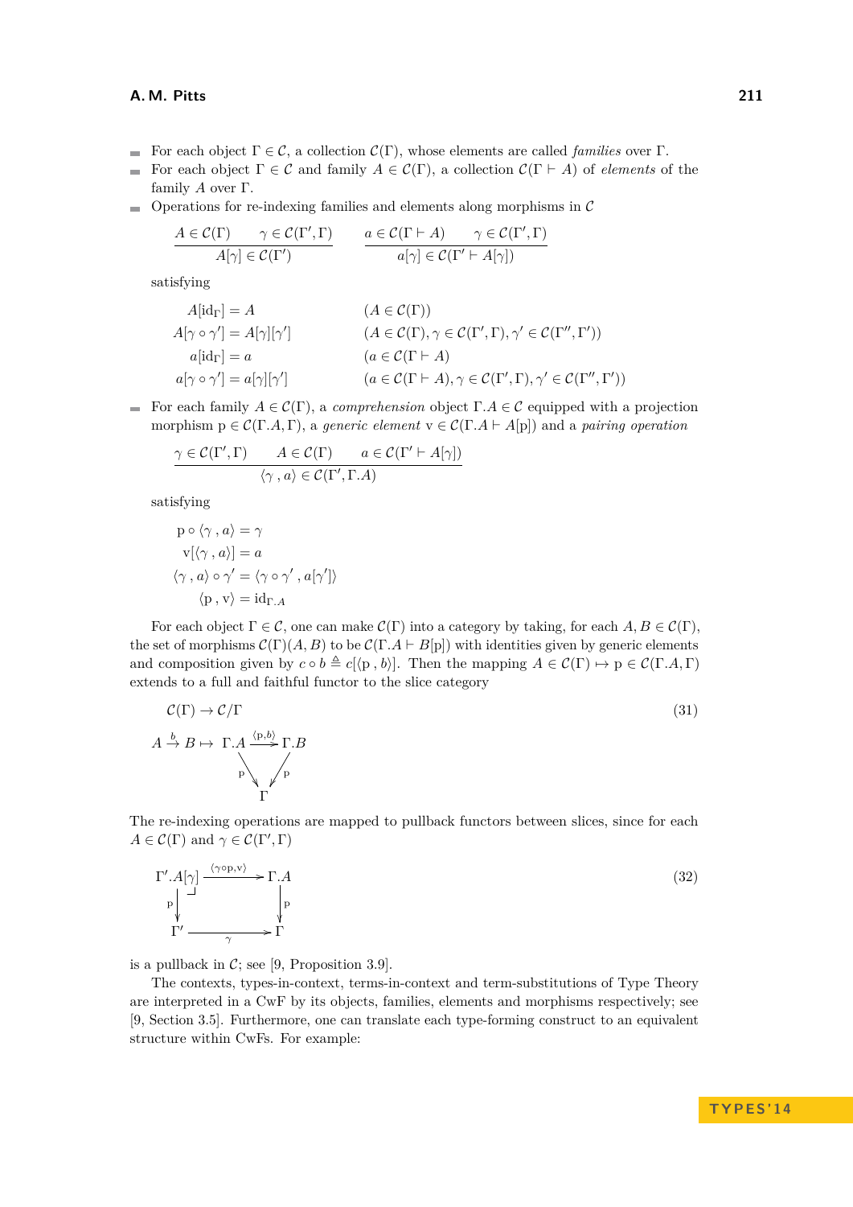- For each object $\Gamma \in \mathcal{C}$, a collection $\mathcal{C}(\Gamma)$, whose elements are called *families* over $\Gamma$.
- For each object $\Gamma \in \mathcal{C}$ and family $A \in \mathcal{C}(\Gamma)$, a collection $\mathcal{C}(\Gamma \vdash A)$ of *elements* of the family $A$ over $\Gamma$.
- Operations for re-indexing families and elements along morphisms in $\mathcal{C}$

  $$\frac{A \in \mathcal{C}(\Gamma) \qquad \gamma \in \mathcal{C}(\Gamma', \Gamma)}{A[\gamma] \in \mathcal{C}(\Gamma')} \qquad \frac{a \in \mathcal{C}(\Gamma \vdash A) \qquad \gamma \in \mathcal{C}(\Gamma', \Gamma)}{a[\gamma] \in \mathcal{C}(\Gamma' \vdash A[\gamma])}$$

  satisfying

  $$\begin{array}{rcll} A[\mathrm{id}_\Gamma] &=& A & (A \in \mathcal{C}(\Gamma)) \\ A[\gamma \circ \gamma'] &=& A[\gamma][\gamma'] & (A \in \mathcal{C}(\Gamma), \gamma \in \mathcal{C}(\Gamma', \Gamma), \gamma' \in \mathcal{C}(\Gamma'', \Gamma')) \\ a[\mathrm{id}_\Gamma] &=& a & (a \in \mathcal{C}(\Gamma \vdash A) \\ a[\gamma \circ \gamma'] &=& a[\gamma][\gamma'] & (a \in \mathcal{C}(\Gamma \vdash A), \gamma \in \mathcal{C}(\Gamma', \Gamma), \gamma' \in \mathcal{C}(\Gamma'', \Gamma')) \end{array}$$

- For each family $A \in \mathcal{C}(\Gamma)$, a *comprehension* object $\Gamma.A \in \mathcal{C}$ equipped with a projection morphism $\mathrm{p} \in \mathcal{C}(\Gamma.A, \Gamma)$, a *generic element* $\mathrm{v} \in \mathcal{C}(\Gamma.A \vdash A[\mathrm{p}])$ and a *pairing operation*

  $$\frac{\gamma \in \mathcal{C}(\Gamma', \Gamma) \qquad A \in \mathcal{C}(\Gamma) \qquad a \in \mathcal{C}(\Gamma' \vdash A[\gamma])}{\langle \gamma \,, a \rangle \in \mathcal{C}(\Gamma', \Gamma.A)}$$

  satisfying

  $$\begin{aligned} \mathrm{p} \circ \langle \gamma \,, a \rangle &= \gamma \\ \mathrm{v}[\langle \gamma \,, a \rangle] &= a \\ \langle \gamma \,, a \rangle \circ \gamma' &= \langle \gamma \circ \gamma' \,, a[\gamma'] \rangle \\ \langle \mathrm{p} \,, \mathrm{v} \rangle &= \mathrm{id}_{\Gamma.A} \end{aligned}$$

For each object $\Gamma \in \mathcal{C}$, one can make $\mathcal{C}(\Gamma)$ into a category by taking, for each $A, B \in \mathcal{C}(\Gamma)$, the set of morphisms $\mathcal{C}(\Gamma)(A, B)$ to be $\mathcal{C}(\Gamma.A \vdash B[\mathrm{p}])$ with identities given by generic elements and composition given by $c \circ b \triangleq c[\langle \mathrm{p} \,, b \rangle]$. Then the mapping $A \in \mathcal{C}(\Gamma) \mapsto \mathrm{p} \in \mathcal{C}(\Gamma.A, \Gamma)$ extends to a full and faithful functor to the slice category

$$\begin{array}{l} \mathcal{C}(\Gamma) \to \mathcal{C}/\Gamma \\ A \xrightarrow{b} B \mapsto \begin{array}{c} \Gamma.A \xrightarrow{\langle \mathrm{p}, b \rangle} \Gamma.B \\ {\scriptstyle \mathrm{p}} \searrow \quad \swarrow {\scriptstyle \mathrm{p}} \\ \Gamma \end{array} \end{array} \tag{31}$$

The re-indexing operations are mapped to pullback functors between slices, since for each $A \in \mathcal{C}(\Gamma)$ and $\gamma \in \mathcal{C}(\Gamma', \Gamma)$

$$\begin{array}{ccc} \Gamma'.A[\gamma] & \xrightarrow{\langle \gamma \circ \mathrm{p}, \mathrm{v} \rangle} & \Gamma.A \\ {\scriptstyle \mathrm{p}} \downarrow \lrcorner & & \downarrow {\scriptstyle \mathrm{p}} \\ \Gamma' & \xrightarrow[\gamma]{} & \Gamma \end{array} \tag{32}$$

is a pullback in $\mathcal{C}$; see [9, Proposition 3.9].

The contexts, types-in-context, terms-in-context and term-substitutions of Type Theory are interpreted in a CwF by its objects, families, elements and morphisms respectively; see [9, Section 3.5]. Furthermore, one can translate each type-forming construct to an equivalent structure within CwFs. For example: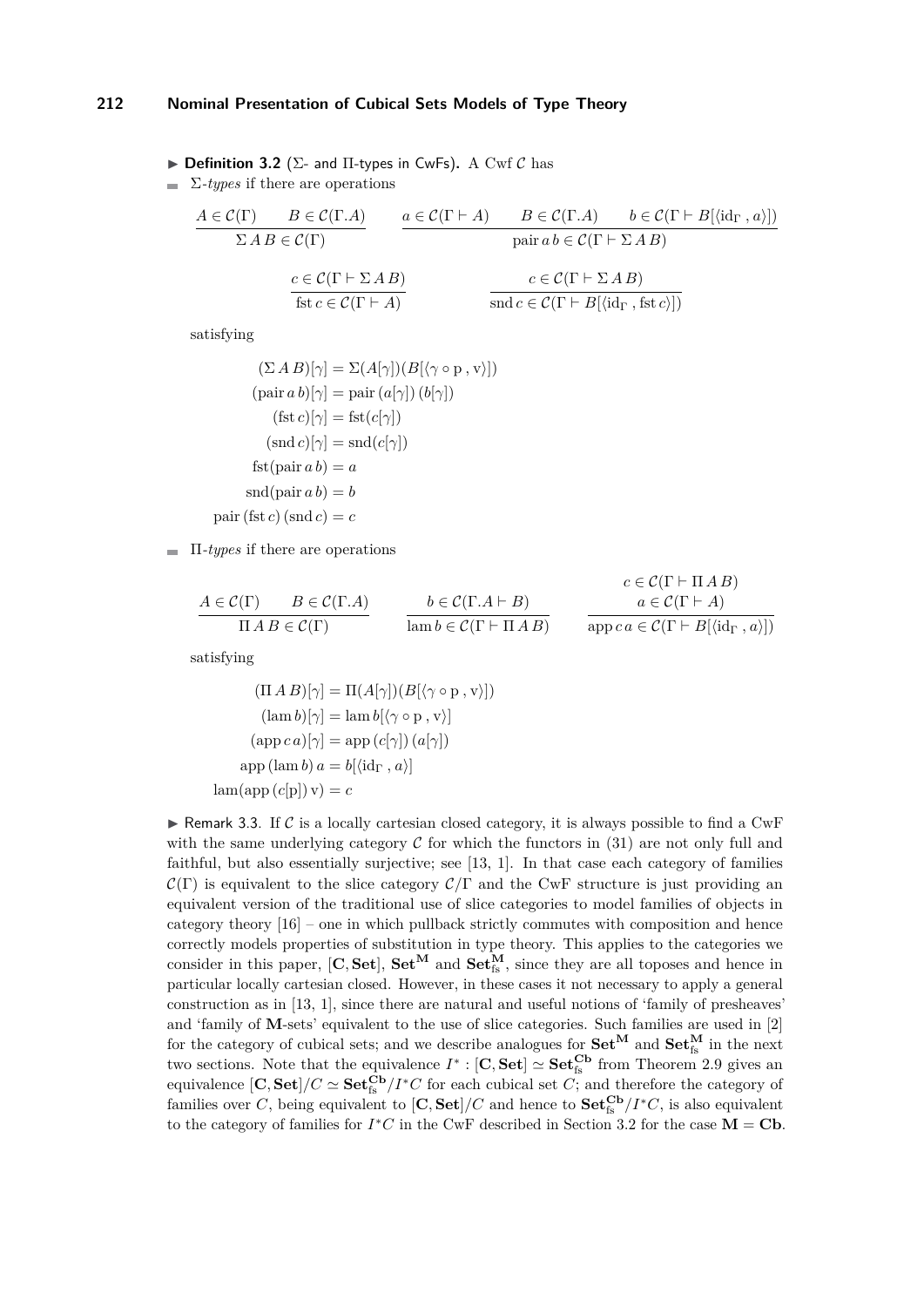▶ **Definition 3.2** (Σ- and Π-types in CwFs)**.** A Cwf $\mathcal{C}$ has

- Σ-*types* if there are operations

$$\frac{A \in \mathcal{C}(\Gamma) \qquad B \in \mathcal{C}(\Gamma.A)}{\Sigma\, A\, B \in \mathcal{C}(\Gamma)} \qquad \frac{a \in \mathcal{C}(\Gamma \vdash A) \qquad B \in \mathcal{C}(\Gamma.A) \qquad b \in \mathcal{C}(\Gamma \vdash B[\langle \mathrm{id}_\Gamma\,, a\rangle])}{\mathrm{pair}\, a\, b \in \mathcal{C}(\Gamma \vdash \Sigma\, A\, B)}$$

$$\frac{c \in \mathcal{C}(\Gamma \vdash \Sigma\, A\, B)}{\mathrm{fst}\, c \in \mathcal{C}(\Gamma \vdash A)} \qquad \frac{c \in \mathcal{C}(\Gamma \vdash \Sigma\, A\, B)}{\mathrm{snd}\, c \in \mathcal{C}(\Gamma \vdash B[\langle \mathrm{id}_\Gamma\,, \mathrm{fst}\, c\rangle])}$$

satisfying

$$\begin{aligned}
(\Sigma\, A\, B)[\gamma] &= \Sigma(A[\gamma])(B[\langle \gamma \circ \mathrm{p}\,, \mathrm{v}\rangle]) \\
(\mathrm{pair}\, a\, b)[\gamma] &= \mathrm{pair}\,(a[\gamma])\,(b[\gamma]) \\
(\mathrm{fst}\, c)[\gamma] &= \mathrm{fst}(c[\gamma]) \\
(\mathrm{snd}\, c)[\gamma] &= \mathrm{snd}(c[\gamma]) \\
\mathrm{fst}(\mathrm{pair}\, a\, b) &= a \\
\mathrm{snd}(\mathrm{pair}\, a\, b) &= b \\
\mathrm{pair}\,(\mathrm{fst}\, c)\,(\mathrm{snd}\, c) &= c
\end{aligned}$$

- Π-*types* if there are operations

$$\frac{A \in \mathcal{C}(\Gamma) \qquad B \in \mathcal{C}(\Gamma.A)}{\Pi\, A\, B \in \mathcal{C}(\Gamma)} \qquad \frac{b \in \mathcal{C}(\Gamma.A \vdash B)}{\mathrm{lam}\, b \in \mathcal{C}(\Gamma \vdash \Pi\, A\, B)} \qquad \frac{\begin{array}{c} c \in \mathcal{C}(\Gamma \vdash \Pi\, A\, B) \\ a \in \mathcal{C}(\Gamma \vdash A) \end{array}}{\mathrm{app}\, c\, a \in \mathcal{C}(\Gamma \vdash B[\langle \mathrm{id}_\Gamma\,, a\rangle])}$$

satisfying

$$\begin{aligned}
(\Pi\, A\, B)[\gamma] &= \Pi(A[\gamma])(B[\langle \gamma \circ \mathrm{p}\,, \mathrm{v}\rangle]) \\
(\mathrm{lam}\, b)[\gamma] &= \mathrm{lam}\, b[\langle \gamma \circ \mathrm{p}\,, \mathrm{v}\rangle] \\
(\mathrm{app}\, c\, a)[\gamma] &= \mathrm{app}\,(c[\gamma])\,(a[\gamma]) \\
\mathrm{app}\,(\mathrm{lam}\, b)\, a &= b[\langle \mathrm{id}_\Gamma\,, a\rangle] \\
\mathrm{lam}(\mathrm{app}\,(c[\mathrm{p}])\,\mathrm{v}) &= c
\end{aligned}$$

▶ Remark 3.3. If $\mathcal{C}$ is a locally cartesian closed category, it is always possible to find a CwF with the same underlying category $\mathcal{C}$ for which the functors in (31) are not only full and faithful, but also essentially surjective; see [13, 1]. In that case each category of families $\mathcal{C}(\Gamma)$ is equivalent to the slice category $\mathcal{C}/\Gamma$ and the CwF structure is just providing an equivalent version of the traditional use of slice categories to model families of objects in category theory [16] – one in which pullback strictly commutes with composition and hence correctly models properties of substitution in type theory. This applies to the categories we consider in this paper, $[\mathbf{C}, \mathbf{Set}]$, $\mathbf{Set}^{\mathbf{M}}$ and $\mathbf{Set}^{\mathbf{M}}_{\mathrm{fs}}$, since they are all toposes and hence in particular locally cartesian closed. However, in these cases it not necessary to apply a general construction as in [13, 1], since there are natural and useful notions of 'family of presheaves' and 'family of $\mathbf{M}$-sets' equivalent to the use of slice categories. Such families are used in [2] for the category of cubical sets; and we describe analogues for $\mathbf{Set}^{\mathbf{M}}$ and $\mathbf{Set}^{\mathbf{M}}_{\mathrm{fs}}$ in the next two sections. Note that the equivalence $I^* : [\mathbf{C}, \mathbf{Set}] \simeq \mathbf{Set}^{\mathbf{Cb}}_{\mathrm{fs}}$ from Theorem 2.9 gives an equivalence $[\mathbf{C}, \mathbf{Set}]/C \simeq \mathbf{Set}^{\mathbf{Cb}}_{\mathrm{fs}}/I^*C$ for each cubical set $C$; and therefore the category of families over $C$, being equivalent to $[\mathbf{C}, \mathbf{Set}]/C$ and hence to $\mathbf{Set}^{\mathbf{Cb}}_{\mathrm{fs}}/I^*C$, is also equivalent to the category of families for $I^*C$ in the CwF described in Section 3.2 for the case $\mathbf{M} = \mathbf{Cb}$.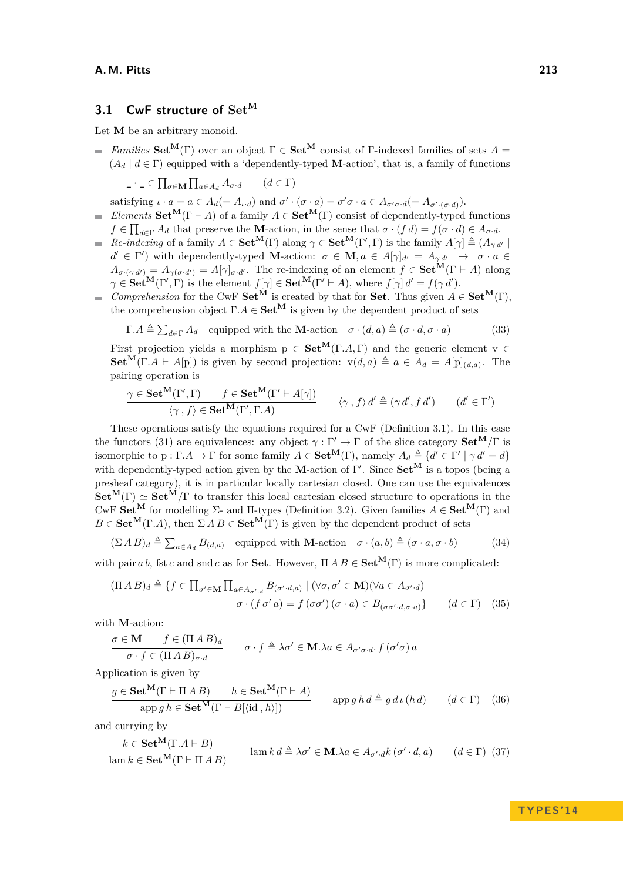## 3.1 CwF structure of $\mathbf{Set}^{\mathbf{M}}$

Let $\mathbf{M}$ be an arbitrary monoid.

- *Families* $\mathbf{Set}^{\mathbf{M}}(\Gamma)$ over an object $\Gamma \in \mathbf{Set}^{\mathbf{M}}$ consist of $\Gamma$-indexed families of sets $A = (A_d \mid d \in \Gamma)$ equipped with a 'dependently-typed $\mathbf{M}$-action', that is, a family of functions

  $$\_ \cdot \_ \in \prod_{\sigma \in \mathbf{M}} \prod_{a \in A_d} A_{\sigma \cdot d} \qquad (d \in \Gamma)$$

  satisfying $\iota \cdot a = a \in A_d (= A_{\iota \cdot d})$ and $\sigma' \cdot (\sigma \cdot a) = \sigma'\sigma \cdot a \in A_{\sigma'\sigma \cdot d} (= A_{\sigma' \cdot (\sigma \cdot d)})$.
- *Elements* $\mathbf{Set}^{\mathbf{M}}(\Gamma \vdash A)$ of a family $A \in \mathbf{Set}^{\mathbf{M}}(\Gamma)$ consist of dependently-typed functions $f \in \prod_{d \in \Gamma} A_d$ that preserve the $\mathbf{M}$-action, in the sense that $\sigma \cdot (f\, d) = f(\sigma \cdot d) \in A_{\sigma \cdot d}$.
- *Re-indexing* of a family $A \in \mathbf{Set}^{\mathbf{M}}(\Gamma)$ along $\gamma \in \mathbf{Set}^{\mathbf{M}}(\Gamma', \Gamma)$ is the family $A[\gamma] \triangleq (A_{\gamma\, d'} \mid d' \in \Gamma')$ with dependently-typed $\mathbf{M}$-action: $\sigma \in \mathbf{M}, a \in A[\gamma]_{d'} = A_{\gamma\, d'} \mapsto \sigma \cdot a \in A_{\sigma \cdot (\gamma\, d')} = A_{\gamma(\sigma \cdot d')} = A[\gamma]_{\sigma \cdot d'}$. The re-indexing of an element $f \in \mathbf{Set}^{\mathbf{M}}(\Gamma \vdash A)$ along $\gamma \in \mathbf{Set}^{\mathbf{M}}(\Gamma', \Gamma)$ is the element $f[\gamma] \in \mathbf{Set}^{\mathbf{M}}(\Gamma' \vdash A)$, where $f[\gamma]\, d' = f(\gamma\, d')$.
- *Comprehension* for the CwF $\mathbf{Set}^{\mathbf{M}}$ is created by that for $\mathbf{Set}$. Thus given $A \in \mathbf{Set}^{\mathbf{M}}(\Gamma)$, the comprehension object $\Gamma.A \in \mathbf{Set}^{\mathbf{M}}$ is given by the dependent product of sets

  $$\Gamma.A \triangleq \textstyle\sum_{d \in \Gamma} A_d \quad \text{equipped with the } \mathbf{M}\text{-action} \quad \sigma \cdot (d, a) \triangleq (\sigma \cdot d, \sigma \cdot a) \tag{33}$$

  First projection yields a morphism $\mathrm{p} \in \mathbf{Set}^{\mathbf{M}}(\Gamma.A, \Gamma)$ and the generic element $\mathrm{v} \in \mathbf{Set}^{\mathbf{M}}(\Gamma.A \vdash A[\mathrm{p}])$ is given by second projection: $\mathrm{v}(d, a) \triangleq a \in A_d = A[\mathrm{p}]_{(d,a)}$. The pairing operation is

  $$\frac{\gamma \in \mathbf{Set}^{\mathbf{M}}(\Gamma', \Gamma) \qquad f \in \mathbf{Set}^{\mathbf{M}}(\Gamma' \vdash A[\gamma])}{\langle \gamma \,,\, f \rangle \in \mathbf{Set}^{\mathbf{M}}(\Gamma', \Gamma.A)} \qquad \langle \gamma \,,\, f \rangle\, d' \triangleq (\gamma\, d', f\, d') \qquad (d' \in \Gamma')$$

These operations satisfy the equations required for a CwF (Definition 3.1). In this case the functors (31) are equivalences: any object $\gamma : \Gamma' \to \Gamma$ of the slice category $\mathbf{Set}^{\mathbf{M}}/\Gamma$ is isomorphic to $\mathrm{p} : \Gamma.A \to \Gamma$ for some family $A \in \mathbf{Set}^{\mathbf{M}}(\Gamma)$, namely $A_d \triangleq \{d' \in \Gamma' \mid \gamma\, d' = d\}$ with dependently-typed action given by the $\mathbf{M}$-action of $\Gamma'$. Since $\mathbf{Set}^{\mathbf{M}}$ is a topos (being a presheaf category), it is in particular locally cartesian closed. One can use the equivalences $\mathbf{Set}^{\mathbf{M}}(\Gamma) \simeq \mathbf{Set}^{\mathbf{M}}/\Gamma$ to transfer this local cartesian closed structure to operations in the CwF $\mathbf{Set}^{\mathbf{M}}$ for modelling $\Sigma$- and $\Pi$-types (Definition 3.2). Given families $A \in \mathbf{Set}^{\mathbf{M}}(\Gamma)$ and $B \in \mathbf{Set}^{\mathbf{M}}(\Gamma.A)$, then $\Sigma\, A\, B \in \mathbf{Set}^{\mathbf{M}}(\Gamma)$ is given by the dependent product of sets

$$(\Sigma\, A\, B)_d \triangleq \textstyle\sum_{a \in A_d} B_{(d,a)} \quad \text{equipped with } \mathbf{M}\text{-action} \quad \sigma \cdot (a, b) \triangleq (\sigma \cdot a, \sigma \cdot b) \tag{34}$$

with $\mathrm{pair}\, a\, b$, $\mathrm{fst}\, c$ and $\mathrm{snd}\, c$ as for $\mathbf{Set}$. However, $\Pi\, A\, B \in \mathbf{Set}^{\mathbf{M}}(\Gamma)$ is more complicated:

$$\begin{aligned}(\Pi\, A\, B)_d \triangleq \{f \in \textstyle\prod_{\sigma' \in \mathbf{M}} \prod_{a \in A_{\sigma' \cdot d}} B_{(\sigma' \cdot d, a)} \mid (\forall \sigma, \sigma' \in \mathbf{M})(\forall a \in A_{\sigma' \cdot d})& \\ \sigma \cdot (f\, \sigma'\, a) = f\,(\sigma\sigma')\,(\sigma \cdot a) \in B_{(\sigma\sigma' \cdot d, \sigma \cdot a)}\}& \qquad (d \in \Gamma)\end{aligned} \tag{35}$$

with $\mathbf{M}$-action:

$$\frac{\sigma \in \mathbf{M} \qquad f \in (\Pi\, A\, B)_d}{\sigma \cdot f \in (\Pi\, A\, B)_{\sigma \cdot d}} \qquad \sigma \cdot f \triangleq \lambda \sigma' \in \mathbf{M}. \lambda a \in A_{\sigma'\sigma \cdot d}.\, f\,(\sigma'\sigma)\, a$$

Application is given by

$$\frac{g \in \mathbf{Set}^{\mathbf{M}}(\Gamma \vdash \Pi\, A\, B) \qquad h \in \mathbf{Set}^{\mathbf{M}}(\Gamma \vdash A)}{\mathrm{app}\, g\, h \in \mathbf{Set}^{\mathbf{M}}(\Gamma \vdash B[\langle \mathrm{id} \,,\, h \rangle])} \qquad \mathrm{app}\, g\, h\, d \triangleq g\, d\, \iota\, (h\, d) \qquad (d \in \Gamma) \tag{36}$$

and currying by

$$\frac{k \in \mathbf{Set}^{\mathbf{M}}(\Gamma.A \vdash B)}{\mathrm{lam}\, k \in \mathbf{Set}^{\mathbf{M}}(\Gamma \vdash \Pi\, A\, B)} \qquad \mathrm{lam}\, k\, d \triangleq \lambda \sigma' \in \mathbf{M}. \lambda a \in A_{\sigma' \cdot d} k\, (\sigma' \cdot d, a) \qquad (d \in \Gamma) \tag{37}$$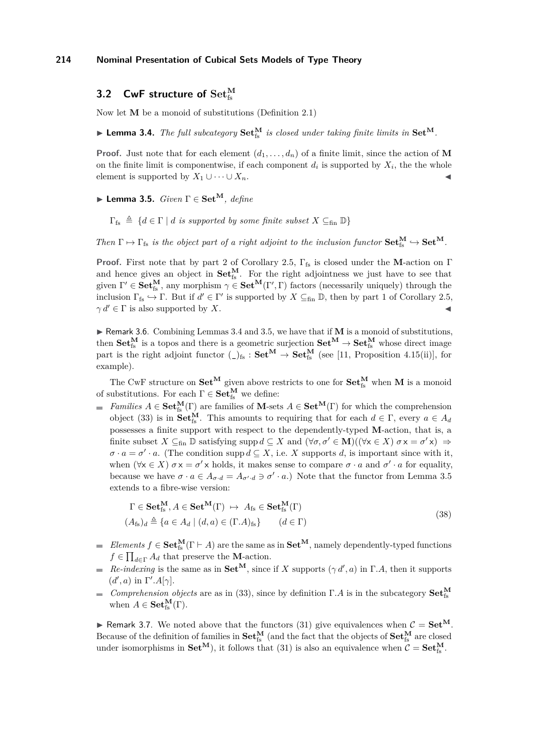## 3.2 CwF structure of $\mathbf{Set}^{\mathbf{M}}_{\mathrm{fs}}$

Now let $\mathbf{M}$ be a monoid of substitutions (Definition 2.1)

▶ **Lemma 3.4.** *The full subcategory $\mathbf{Set}^{\mathbf{M}}_{\mathrm{fs}}$ is closed under taking finite limits in $\mathbf{Set}^{\mathbf{M}}$.*

**Proof.** Just note that for each element $(d_1, \ldots, d_n)$ of a finite limit, since the action of $\mathbf{M}$ on the finite limit is componentwise, if each component $d_i$ is supported by $X_i$, the the whole element is supported by $X_1 \cup \cdots \cup X_n$. ◀

▶ **Lemma 3.5.** *Given $\Gamma \in \mathbf{Set}^{\mathbf{M}}$, define*

$$\Gamma_{\mathrm{fs}} \triangleq \{d \in \Gamma \mid d \text{ is supported by some finite subset } X \subseteq_{\mathrm{fin}} \mathbb{D}\}$$

*Then $\Gamma \mapsto \Gamma_{\mathrm{fs}}$ is the object part of a right adjoint to the inclusion functor $\mathbf{Set}^{\mathbf{M}}_{\mathrm{fs}} \hookrightarrow \mathbf{Set}^{\mathbf{M}}$.*

**Proof.** First note that by part 2 of Corollary 2.5, $\Gamma_{\mathrm{fs}}$ is closed under the $\mathbf{M}$-action on $\Gamma$ and hence gives an object in $\mathbf{Set}^{\mathbf{M}}_{\mathrm{fs}}$. For the right adjointness we just have to see that given $\Gamma' \in \mathbf{Set}^{\mathbf{M}}_{\mathrm{fs}}$, any morphism $\gamma \in \mathbf{Set}^{\mathbf{M}}(\Gamma', \Gamma)$ factors (necessarily uniquely) through the inclusion $\Gamma_{\mathrm{fs}} \hookrightarrow \Gamma$. But if $d' \in \Gamma'$ is supported by $X \subseteq_{\mathrm{fin}} \mathbb{D}$, then by part 1 of Corollary 2.5, $\gamma\, d' \in \Gamma$ is also supported by $X$. ◀

▶ Remark 3.6. Combining Lemmas 3.4 and 3.5, we have that if $\mathbf{M}$ is a monoid of substitutions, then $\mathbf{Set}^{\mathbf{M}}_{\mathrm{fs}}$ is a topos and there is a geometric surjection $\mathbf{Set}^{\mathbf{M}} \to \mathbf{Set}^{\mathbf{M}}_{\mathrm{fs}}$ whose direct image part is the right adjoint functor $(\_)_{\mathrm{fs}} : \mathbf{Set}^{\mathbf{M}} \to \mathbf{Set}^{\mathbf{M}}_{\mathrm{fs}}$ (see [11, Proposition 4.15(ii)], for example).

The CwF structure on $\mathbf{Set}^{\mathbf{M}}$ given above restricts to one for $\mathbf{Set}^{\mathbf{M}}_{\mathrm{fs}}$ when $\mathbf{M}$ is a monoid of substitutions. For each $\Gamma \in \mathbf{Set}^{\mathbf{M}}_{\mathrm{fs}}$ we define:

- *Families* $A \in \mathbf{Set}^{\mathbf{M}}_{\mathrm{fs}}(\Gamma)$ are families of $\mathbf{M}$-sets $A \in \mathbf{Set}^{\mathbf{M}}(\Gamma)$ for which the comprehension object (33) is in $\mathbf{Set}^{\mathbf{M}}_{\mathrm{fs}}$. This amounts to requiring that for each $d \in \Gamma$, every $a \in A_d$ possesses a finite support with respect to the dependently-typed $\mathbf{M}$-action, that is, a finite subset $X \subseteq_{\mathrm{fin}} \mathbb{D}$ satisfying $\operatorname{supp} d \subseteq X$ and $(\forall \sigma, \sigma' \in \mathbf{M})((\forall \mathsf{x} \in X)\ \sigma\,\mathsf{x} = \sigma'\,\mathsf{x}) \Rightarrow \sigma \cdot a = \sigma' \cdot a$. (The condition $\operatorname{supp} d \subseteq X$, i.e. $X$ supports $d$, is important since with it, when $(\forall \mathsf{x} \in X)\ \sigma\,\mathsf{x} = \sigma'\,\mathsf{x}$ holds, it makes sense to compare $\sigma \cdot a$ and $\sigma' \cdot a$ for equality, because we have $\sigma \cdot a \in A_{\sigma \cdot d} = A_{\sigma' \cdot d} \ni \sigma' \cdot a$.) Note that the functor from Lemma 3.5 extends to a fibre-wise version:

$$\begin{aligned} &\Gamma \in \mathbf{Set}^{\mathbf{M}}_{\mathrm{fs}}, A \in \mathbf{Set}^{\mathbf{M}}(\Gamma) \ \mapsto\ A_{\mathrm{fs}} \in \mathbf{Set}^{\mathbf{M}}_{\mathrm{fs}}(\Gamma) \\ &(A_{\mathrm{fs}})_d \triangleq \{a \in A_d \mid (d, a) \in (\Gamma.A)_{\mathrm{fs}}\} \qquad (d \in \Gamma) \end{aligned} \tag{38}$$

- *Elements* $f \in \mathbf{Set}^{\mathbf{M}}_{\mathrm{fs}}(\Gamma \vdash A)$ are the same as in $\mathbf{Set}^{\mathbf{M}}$, namely dependently-typed functions $f \in \prod_{d \in \Gamma} A_d$ that preserve the $\mathbf{M}$-action.
- *Re-indexing* is the same as in $\mathbf{Set}^{\mathbf{M}}$, since if $X$ supports $(\gamma\, d', a)$ in $\Gamma.A$, then it supports $(d', a)$ in $\Gamma'.A[\gamma]$.
- *Comprehension objects* are as in (33), since by definition $\Gamma.A$ is in the subcategory $\mathbf{Set}^{\mathbf{M}}_{\mathrm{fs}}$ when $A \in \mathbf{Set}^{\mathbf{M}}_{\mathrm{fs}}(\Gamma)$.

▶ Remark 3.7. We noted above that the functors (31) give equivalences when $\mathcal{C} = \mathbf{Set}^{\mathbf{M}}$. Because of the definition of families in $\mathbf{Set}^{\mathbf{M}}_{\mathrm{fs}}$ (and the fact that the objects of $\mathbf{Set}^{\mathbf{M}}_{\mathrm{fs}}$ are closed under isomorphisms in $\mathbf{Set}^{\mathbf{M}}$), it follows that (31) is also an equivalence when $\mathcal{C} = \mathbf{Set}^{\mathbf{M}}_{\mathrm{fs}}$.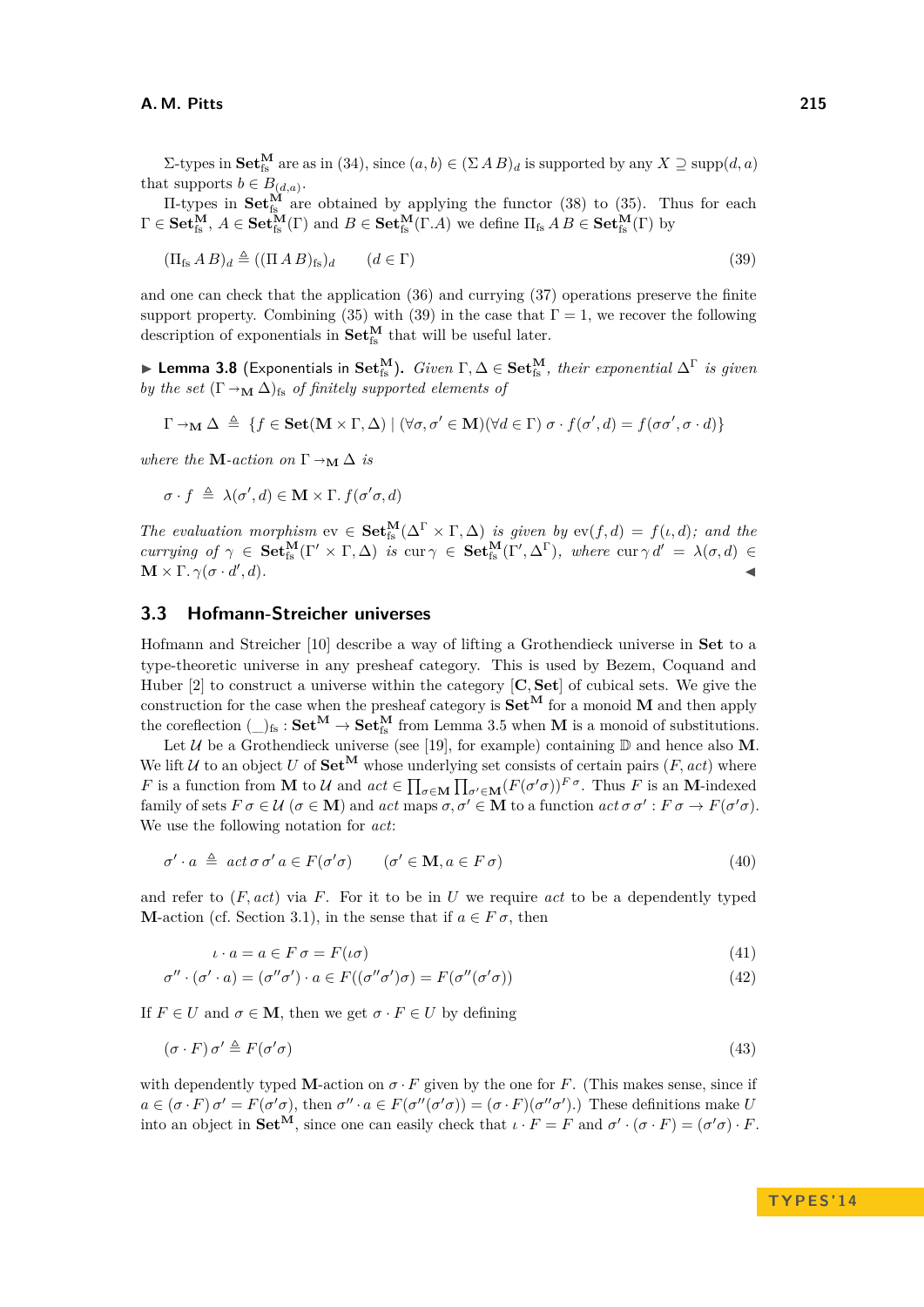Σ-types in $\mathbf{Set}^{\mathbf{M}}_{\mathrm{fs}}$ are as in (34), since $(a,b) \in (\Sigma\, A\, B)_d$ is supported by any $X \supseteq \operatorname{supp}(d,a)$ that supports $b \in B_{(d,a)}$.

Π-types in $\mathbf{Set}^{\mathbf{M}}_{\mathrm{fs}}$ are obtained by applying the functor (38) to (35). Thus for each $\Gamma \in \mathbf{Set}^{\mathbf{M}}_{\mathrm{fs}}$, $A \in \mathbf{Set}^{\mathbf{M}}_{\mathrm{fs}}(\Gamma)$ and $B \in \mathbf{Set}^{\mathbf{M}}_{\mathrm{fs}}(\Gamma.A)$ we define $\Pi_{\mathrm{fs}}\, A\, B \in \mathbf{Set}^{\mathbf{M}}_{\mathrm{fs}}(\Gamma)$ by

$$(\Pi_{\mathrm{fs}}\, A\, B)_d \triangleq ((\Pi\, A\, B)_{\mathrm{fs}})_d \qquad (d \in \Gamma) \tag{39}$$

and one can check that the application (36) and currying (37) operations preserve the finite support property. Combining (35) with (39) in the case that $\Gamma = 1$, we recover the following description of exponentials in $\mathbf{Set}^{\mathbf{M}}_{\mathrm{fs}}$ that will be useful later.

▶ **Lemma 3.8** (Exponentials in $\mathbf{Set}^{\mathbf{M}}_{\mathrm{fs}}$). *Given $\Gamma, \Delta \in \mathbf{Set}^{\mathbf{M}}_{\mathrm{fs}}$, their exponential $\Delta^\Gamma$ is given by the set $(\Gamma \to_{\mathbf{M}} \Delta)_{\mathrm{fs}}$ of finitely supported elements of*

$$\Gamma \to_{\mathbf{M}} \Delta \;\triangleq\; \{f \in \mathbf{Set}(\mathbf{M} \times \Gamma, \Delta) \mid (\forall \sigma, \sigma' \in \mathbf{M})(\forall d \in \Gamma)\; \sigma \cdot f(\sigma', d) = f(\sigma\sigma', \sigma \cdot d)\}$$

*where the $\mathbf{M}$-action on $\Gamma \to_{\mathbf{M}} \Delta$ is*

$$\sigma \cdot f \;\triangleq\; \lambda(\sigma', d) \in \mathbf{M} \times \Gamma.\, f(\sigma'\sigma, d)$$

*The evaluation morphism $\mathrm{ev} \in \mathbf{Set}^{\mathbf{M}}_{\mathrm{fs}}(\Delta^\Gamma \times \Gamma, \Delta)$ is given by $\mathrm{ev}(f, d) = f(\iota, d)$; and the currying of $\gamma \in \mathbf{Set}^{\mathbf{M}}_{\mathrm{fs}}(\Gamma' \times \Gamma, \Delta)$ is $\mathrm{cur}\,\gamma \in \mathbf{Set}^{\mathbf{M}}_{\mathrm{fs}}(\Gamma', \Delta^\Gamma)$, where $\mathrm{cur}\,\gamma\, d' = \lambda(\sigma, d) \in \mathbf{M} \times \Gamma.\, \gamma(\sigma \cdot d', d)$.* ◀

## 3.3 Hofmann-Streicher universes

Hofmann and Streicher [10] describe a way of lifting a Grothendieck universe in **Set** to a type-theoretic universe in any presheaf category. This is used by Bezem, Coquand and Huber [2] to construct a universe within the category $[\mathbf{C}, \mathbf{Set}]$ of cubical sets. We give the construction for the case when the presheaf category is $\mathbf{Set}^{\mathbf{M}}$ for a monoid $\mathbf{M}$ and then apply the coreflection $(\_)_{\mathrm{fs}} : \mathbf{Set}^{\mathbf{M}} \to \mathbf{Set}^{\mathbf{M}}_{\mathrm{fs}}$ from Lemma 3.5 when $\mathbf{M}$ is a monoid of substitutions.

Let $\mathcal{U}$ be a Grothendieck universe (see [19], for example) containing $\mathbb{D}$ and hence also $\mathbf{M}$. We lift $\mathcal{U}$ to an object $U$ of $\mathbf{Set}^{\mathbf{M}}$ whose underlying set consists of certain pairs $(F, act)$ where $F$ is a function from $\mathbf{M}$ to $\mathcal{U}$ and $act \in \prod_{\sigma \in \mathbf{M}} \prod_{\sigma' \in \mathbf{M}} (F(\sigma'\sigma))^{F\,\sigma}$. Thus $F$ is an $\mathbf{M}$-indexed family of sets $F\,\sigma \in \mathcal{U}$ ($\sigma \in \mathbf{M}$) and $act$ maps $\sigma, \sigma' \in \mathbf{M}$ to a function $act\,\sigma\,\sigma' : F\,\sigma \to F(\sigma'\sigma)$. We use the following notation for $act$:

$$\sigma' \cdot a \;\triangleq\; act\,\sigma\,\sigma'\,a \in F(\sigma'\sigma) \qquad (\sigma' \in \mathbf{M}, a \in F\,\sigma) \tag{40}$$

and refer to $(F, act)$ via $F$. For it to be in $U$ we require $act$ to be a dependently typed $\mathbf{M}$-action (cf. Section 3.1), in the sense that if $a \in F\,\sigma$, then

$$\iota \cdot a = a \in F\,\sigma = F(\iota\sigma) \tag{41}$$

$$\sigma'' \cdot (\sigma' \cdot a) = (\sigma''\sigma') \cdot a \in F((\sigma''\sigma')\sigma) = F(\sigma''(\sigma'\sigma)) \tag{42}$$

If $F \in U$ and $\sigma \in \mathbf{M}$, then we get $\sigma \cdot F \in U$ by defining

$$(\sigma \cdot F)\,\sigma' \triangleq F(\sigma'\sigma) \tag{43}$$

with dependently typed $\mathbf{M}$-action on $\sigma \cdot F$ given by the one for $F$. (This makes sense, since if $a \in (\sigma \cdot F)\,\sigma' = F(\sigma'\sigma)$, then $\sigma'' \cdot a \in F(\sigma''(\sigma'\sigma)) = (\sigma \cdot F)(\sigma''\sigma')$.) These definitions make $U$ into an object in $\mathbf{Set}^{\mathbf{M}}$, since one can easily check that $\iota \cdot F = F$ and $\sigma' \cdot (\sigma \cdot F) = (\sigma'\sigma) \cdot F$.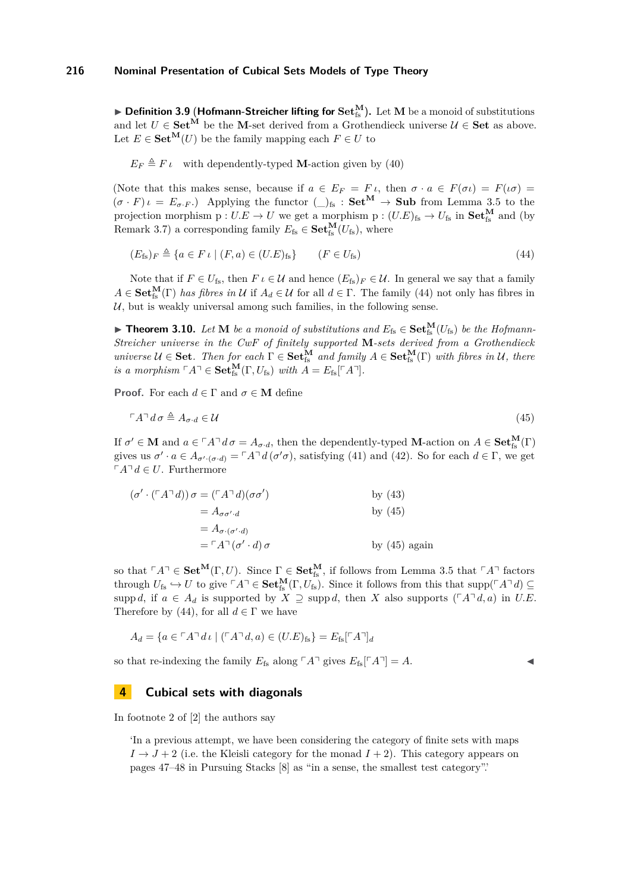▶ **Definition 3.9** (**Hofmann-Streicher lifting for $\mathbf{Set}^{\mathbf{M}}_{\mathrm{fs}}$**)**.** Let $\mathbf{M}$ be a monoid of substitutions and let $U \in \mathbf{Set}^{\mathbf{M}}$ be the $\mathbf{M}$-set derived from a Grothendieck universe $\mathcal{U} \in \mathbf{Set}$ as above. Let $E \in \mathbf{Set}^{\mathbf{M}}(U)$ be the family mapping each $F \in U$ to

$E_F \triangleq F\,\iota$ with dependently-typed $\mathbf{M}$-action given by (40)

(Note that this makes sense, because if $a \in E_F = F\,\iota$, then $\sigma \cdot a \in F(\sigma\iota) = F(\iota\sigma) = (\sigma \cdot F)\,\iota = E_{\sigma \cdot F}$.) Applying the functor $(\_)_{\mathrm{fs}} : \mathbf{Set}^{\mathbf{M}} \to \mathbf{Sub}$ from Lemma 3.5 to the projection morphism $\mathrm{p} : U.E \to U$ we get a morphism $\mathrm{p} : (U.E)_{\mathrm{fs}} \to U_{\mathrm{fs}}$ in $\mathbf{Set}^{\mathbf{M}}_{\mathrm{fs}}$ and (by Remark 3.7) a corresponding family $E_{\mathrm{fs}} \in \mathbf{Set}^{\mathbf{M}}_{\mathrm{fs}}(U_{\mathrm{fs}})$, where

$$(E_{\mathrm{fs}})_F \triangleq \{a \in F\,\iota \mid (F, a) \in (U.E)_{\mathrm{fs}}\} \qquad (F \in U_{\mathrm{fs}}) \tag{44}$$

Note that if $F \in U_{\mathrm{fs}}$, then $F\,\iota \in \mathcal{U}$ and hence $(E_{\mathrm{fs}})_F \in \mathcal{U}$. In general we say that a family $A \in \mathbf{Set}^{\mathbf{M}}_{\mathrm{fs}}(\Gamma)$ *has fibres in* $\mathcal{U}$ if $A_d \in \mathcal{U}$ for all $d \in \Gamma$. The family (44) not only has fibres in $\mathcal{U}$, but is weakly universal among such families, in the following sense.

▶ **Theorem 3.10.** *Let $\mathbf{M}$ be a monoid of substitutions and $E_{\mathrm{fs}} \in \mathbf{Set}^{\mathbf{M}}_{\mathrm{fs}}(U_{\mathrm{fs}})$ be the Hofmann-Streicher universe in the CwF of finitely supported $\mathbf{M}$-sets derived from a Grothendieck universe $\mathcal{U} \in \mathbf{Set}$. Then for each $\Gamma \in \mathbf{Set}^{\mathbf{M}}_{\mathrm{fs}}$ and family $A \in \mathbf{Set}^{\mathbf{M}}_{\mathrm{fs}}(\Gamma)$ with fibres in $\mathcal{U}$, there is a morphism $\ulcorner A \urcorner \in \mathbf{Set}^{\mathbf{M}}_{\mathrm{fs}}(\Gamma, U_{\mathrm{fs}})$ with $A = E_{\mathrm{fs}}[\ulcorner A \urcorner]$.*

**Proof.** For each $d \in \Gamma$ and $\sigma \in \mathbf{M}$ define

$$\ulcorner A \urcorner\, d\, \sigma \triangleq A_{\sigma \cdot d} \in \mathcal{U} \tag{45}$$

If $\sigma' \in \mathbf{M}$ and $a \in \ulcorner A \urcorner\, d\, \sigma = A_{\sigma \cdot d}$, then the dependently-typed $\mathbf{M}$-action on $A \in \mathbf{Set}^{\mathbf{M}}_{\mathrm{fs}}(\Gamma)$ gives us $\sigma' \cdot a \in A_{\sigma' \cdot (\sigma \cdot d)} = \ulcorner A \urcorner\, d\, (\sigma' \sigma)$, satisfying (41) and (42). So for each $d \in \Gamma$, we get $\ulcorner A \urcorner\, d \in U$. Furthermore

$$\begin{aligned}
(\sigma' \cdot (\ulcorner A \urcorner\, d))\, \sigma &= (\ulcorner A \urcorner\, d)(\sigma \sigma') && \text{by (43)}\\
&= A_{\sigma \sigma' \cdot d} && \text{by (45)}\\
&= A_{\sigma \cdot (\sigma' \cdot d)} &&\\
&= \ulcorner A \urcorner\, (\sigma' \cdot d)\, \sigma && \text{by (45) again}
\end{aligned}$$

so that $\ulcorner A \urcorner \in \mathbf{Set}^{\mathbf{M}}(\Gamma, U)$. Since $\Gamma \in \mathbf{Set}^{\mathbf{M}}_{\mathrm{fs}}$, if follows from Lemma 3.5 that $\ulcorner A \urcorner$ factors through $U_{\mathrm{fs}} \hookrightarrow U$ to give $\ulcorner A \urcorner \in \mathbf{Set}^{\mathbf{M}}_{\mathrm{fs}}(\Gamma, U_{\mathrm{fs}})$. Since it follows from this that $\mathrm{supp}(\ulcorner A \urcorner\, d) \subseteq \mathrm{supp}\, d$, if $a \in A_d$ is supported by $X \supseteq \mathrm{supp}\, d$, then $X$ also supports $(\ulcorner A \urcorner\, d, a)$ in $U.E$. Therefore by (44), for all $d \in \Gamma$ we have

$$A_d = \{a \in \ulcorner A \urcorner\, d\, \iota \mid (\ulcorner A \urcorner\, d, a) \in (U.E)_{\mathrm{fs}}\} = E_{\mathrm{fs}}[\ulcorner A \urcorner]_d$$

so that re-indexing the family $E_{\mathrm{fs}}$ along $\ulcorner A \urcorner$ gives $E_{\mathrm{fs}}[\ulcorner A \urcorner] = A$. ◀

## 4 Cubical sets with diagonals

In footnote 2 of [2] the authors say

> 'In a previous attempt, we have been considering the category of finite sets with maps $I \to J + 2$ (i.e. the Kleisli category for the monad $I + 2$). This category appears on pages 47–48 in Pursuing Stacks [8] as "in a sense, the smallest test category".'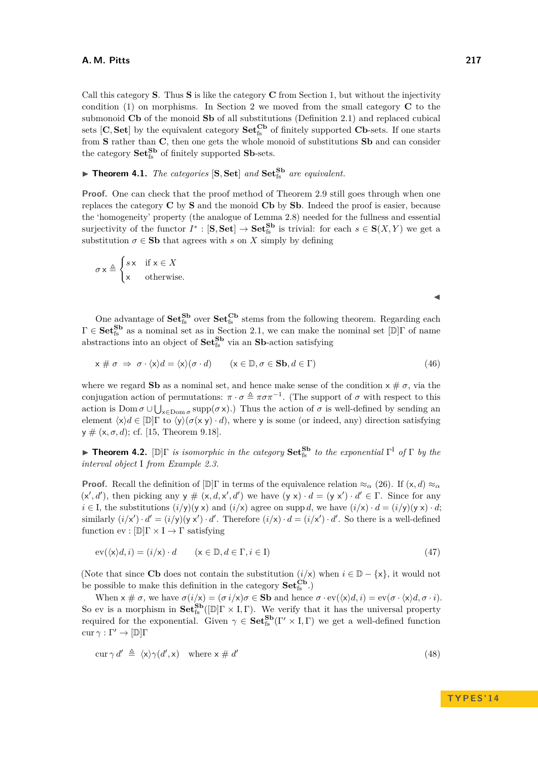Call this category $\mathbf{S}$. Thus $\mathbf{S}$ is like the category $\mathbf{C}$ from Section 1, but without the injectivity condition (1) on morphisms. In Section 2 we moved from the small category $\mathbf{C}$ to the submonoid $\mathbf{Cb}$ of the monoid $\mathbf{Sb}$ of all substitutions (Definition 2.1) and replaced cubical sets $[\mathbf{C}, \mathbf{Set}]$ by the equivalent category $\mathbf{Set}^{\mathbf{Cb}}_{\text{fs}}$ of finitely supported $\mathbf{Cb}$-sets. If one starts from $\mathbf{S}$ rather than $\mathbf{C}$, then one gets the whole monoid of substitutions $\mathbf{Sb}$ and can consider the category $\mathbf{Set}^{\mathbf{Sb}}_{\text{fs}}$ of finitely supported $\mathbf{Sb}$-sets.

▶ **Theorem 4.1.** *The categories* $[\mathbf{S}, \mathbf{Set}]$ *and* $\mathbf{Set}^{\mathbf{Sb}}_{\text{fs}}$ *are equivalent.*

**Proof.** One can check that the proof method of Theorem 2.9 still goes through when one replaces the category $\mathbf{C}$ by $\mathbf{S}$ and the monoid $\mathbf{Cb}$ by $\mathbf{Sb}$. Indeed the proof is easier, because the 'homogeneity' property (the analogue of Lemma 2.8) needed for the fullness and essential surjectivity of the functor $I^* : [\mathbf{S}, \mathbf{Set}] \to \mathbf{Set}^{\mathbf{Sb}}_{\text{fs}}$ is trivial: for each $s \in \mathbf{S}(X, Y)$ we get a substitution $\sigma \in \mathbf{Sb}$ that agrees with $s$ on $X$ simply by defining

$$\sigma\,\mathsf{x} \triangleq \begin{cases} s\,\mathsf{x} & \text{if } \mathsf{x} \in X \\ \mathsf{x} & \text{otherwise.} \end{cases}$$

◀

One advantage of $\mathbf{Set}^{\mathbf{Sb}}_{\text{fs}}$ over $\mathbf{Set}^{\mathbf{Cb}}_{\text{fs}}$ stems from the following theorem. Regarding each $\Gamma \in \mathbf{Set}^{\mathbf{Sb}}_{\text{fs}}$ as a nominal set as in Section 2.1, we can make the nominal set $[\mathbb{D}]\Gamma$ of name abstractions into an object of $\mathbf{Set}^{\mathbf{Sb}}_{\text{fs}}$ via an $\mathbf{Sb}$-action satisfying

$$\mathsf{x} \mathrel{\#} \sigma \;\Rightarrow\; \sigma \cdot \langle \mathsf{x} \rangle d = \langle \mathsf{x} \rangle (\sigma \cdot d) \qquad (\mathsf{x} \in \mathbb{D}, \sigma \in \mathbf{Sb}, d \in \Gamma) \tag{46}$$

where we regard $\mathbf{Sb}$ as a nominal set, and hence make sense of the condition $\mathsf{x} \mathrel{\#} \sigma$, via the conjugation action of permutations: $\pi \cdot \sigma \triangleq \pi \sigma \pi^{-1}$. (The support of $\sigma$ with respect to this action is $\operatorname{Dom} \sigma \cup \bigcup_{\mathsf{x} \in \operatorname{Dom} \sigma} \operatorname{supp}(\sigma\,\mathsf{x})$.) Thus the action of $\sigma$ is well-defined by sending an element $\langle \mathsf{x} \rangle d \in [\mathbb{D}]\Gamma$ to $\langle \mathsf{y} \rangle (\sigma (\mathsf{x}\ \mathsf{y}) \cdot d)$, where $\mathsf{y}$ is some (or indeed, any) direction satisfying $\mathsf{y} \mathrel{\#} (\mathsf{x}, \sigma, d)$; cf. [15, Theorem 9.18].

▶ **Theorem 4.2.** $[\mathbb{D}]\Gamma$ *is isomorphic in the category* $\mathbf{Set}^{\mathbf{Sb}}_{\text{fs}}$ *to the exponential* $\Gamma^{\mathrm{I}}$ *of* $\Gamma$ *by the interval object* $\mathrm{I}$ *from Example 2.3.*

**Proof.** Recall the definition of $[\mathbb{D}]\Gamma$ in terms of the equivalence relation $\approx_\alpha$ (26). If $(\mathsf{x}, d) \approx_\alpha (\mathsf{x}', d')$, then picking any $\mathsf{y} \mathrel{\#} (\mathsf{x}, d, \mathsf{x}', d')$ we have $(\mathsf{y}\ \mathsf{x}) \cdot d = (\mathsf{y}\ \mathsf{x}') \cdot d' \in \Gamma$. Since for any $i \in \mathrm{I}$, the substitutions $(i/\mathsf{y})(\mathsf{y}\ \mathsf{x})$ and $(i/\mathsf{x})$ agree on $\operatorname{supp} d$, we have $(i/\mathsf{x}) \cdot d = (i/\mathsf{y})(\mathsf{y}\ \mathsf{x}) \cdot d$; similarly $(i/\mathsf{x}') \cdot d' = (i/\mathsf{y})(\mathsf{y}\ \mathsf{x}') \cdot d'$. Therefore $(i/\mathsf{x}) \cdot d = (i/\mathsf{x}') \cdot d'$. So there is a well-defined function $\mathrm{ev} : [\mathbb{D}]\Gamma \times \mathrm{I} \to \Gamma$ satisfying

$$\mathrm{ev}(\langle \mathsf{x} \rangle d, i) = (i/\mathsf{x}) \cdot d \qquad (\mathsf{x} \in \mathbb{D}, d \in \Gamma, i \in \mathrm{I}) \tag{47}$$

(Note that since $\mathbf{Cb}$ does not contain the substitution $(i/\mathsf{x})$ when $i \in \mathbb{D} - \{\mathsf{x}\}$, it would not be possible to make this definition in the category $\mathbf{Set}^{\mathbf{Cb}}_{\text{fs}}$.)

When $\mathsf{x} \mathrel{\#} \sigma$, we have $\sigma(i/\mathsf{x}) = (\sigma\, i/\mathsf{x})\sigma \in \mathbf{Sb}$ and hence $\sigma \cdot \mathrm{ev}(\langle \mathsf{x} \rangle d, i) = \mathrm{ev}(\sigma \cdot \langle \mathsf{x} \rangle d, \sigma \cdot i)$. So $\mathrm{ev}$ is a morphism in $\mathbf{Set}^{\mathbf{Sb}}_{\text{fs}}([\mathbb{D}]\Gamma \times \mathrm{I}, \Gamma)$. We verify that it has the universal property required for the exponential. Given $\gamma \in \mathbf{Set}^{\mathbf{Sb}}_{\text{fs}}(\Gamma' \times \mathrm{I}, \Gamma)$ we get a well-defined function $\operatorname{cur} \gamma : \Gamma' \to [\mathbb{D}]\Gamma$

$$\operatorname{cur} \gamma\, d' \;\triangleq\; \langle \mathsf{x} \rangle \gamma(d', \mathsf{x}) \quad \text{where } \mathsf{x} \mathrel{\#} d' \tag{48}$$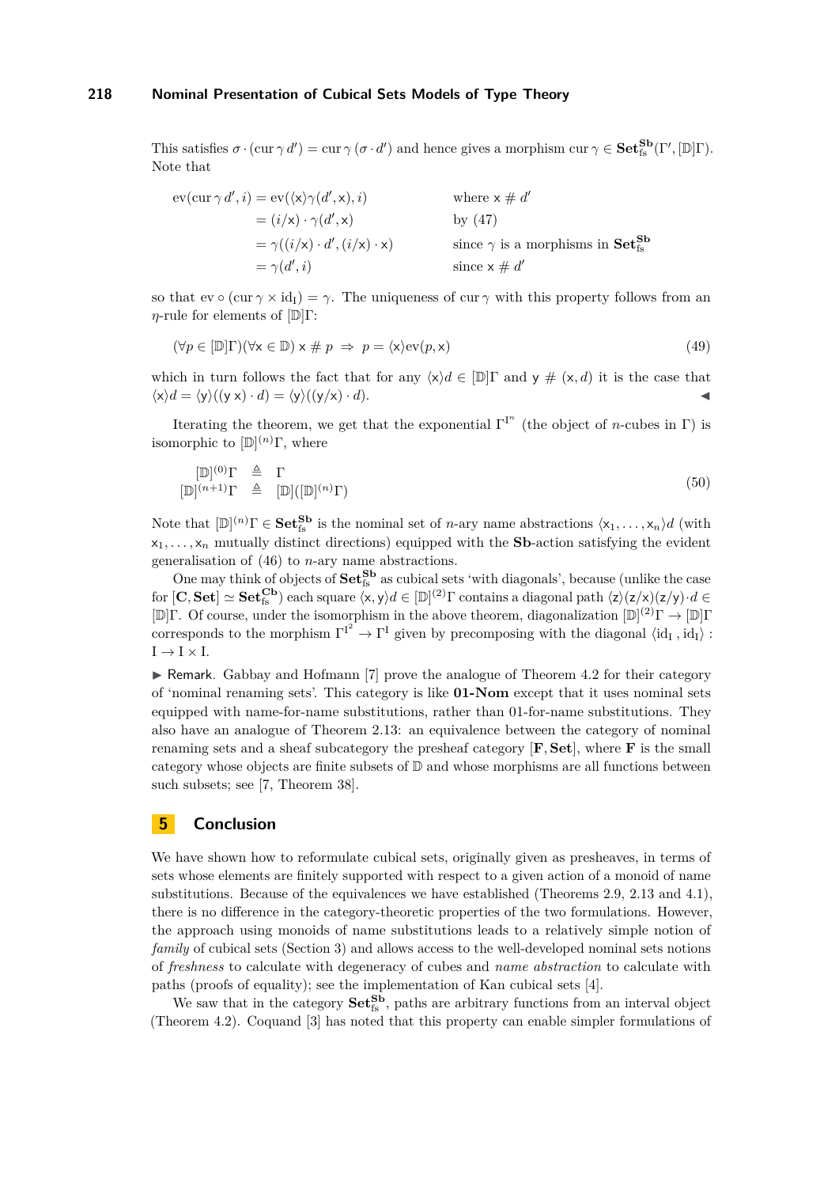This satisfies $\sigma \cdot (\mathrm{cur}\,\gamma\, d') = \mathrm{cur}\,\gamma\,(\sigma \cdot d')$ and hence gives a morphism $\mathrm{cur}\,\gamma \in \mathbf{Set}_{\mathrm{fs}}^{\mathbf{Sb}}(\Gamma', [\mathbb{D}]\Gamma)$. Note that

$$
\begin{aligned}
\mathrm{ev}(\mathrm{cur}\,\gamma\, d', i) &= \mathrm{ev}(\langle \mathsf{x}\rangle \gamma(d', \mathsf{x}), i) && \text{where } \mathsf{x} \mathrel{\#} d' \\
&= (i/\mathsf{x}) \cdot \gamma(d', \mathsf{x}) && \text{by (47)} \\
&= \gamma((i/\mathsf{x}) \cdot d', (i/\mathsf{x}) \cdot \mathsf{x}) && \text{since } \gamma \text{ is a morphisms in } \mathbf{Set}_{\mathrm{fs}}^{\mathbf{Sb}} \\
&= \gamma(d', i) && \text{since } \mathsf{x} \mathrel{\#} d'
\end{aligned}
$$

so that $\mathrm{ev} \circ (\mathrm{cur}\,\gamma \times \mathrm{id}_{\mathrm{I}}) = \gamma$. The uniqueness of $\mathrm{cur}\,\gamma$ with this property follows from an $\eta$-rule for elements of $[\mathbb{D}]\Gamma$:

$$
(\forall p \in [\mathbb{D}]\Gamma)(\forall \mathsf{x} \in \mathbb{D})\ \mathsf{x} \mathrel{\#} p \ \Rightarrow\ p = \langle \mathsf{x}\rangle \mathrm{ev}(p, \mathsf{x}) \tag{49}
$$

which in turn follows the fact that for any $\langle \mathsf{x}\rangle d \in [\mathbb{D}]\Gamma$ and $\mathsf{y} \mathrel{\#} (\mathsf{x}, d)$ it is the case that $\langle \mathsf{x}\rangle d = \langle \mathsf{y}\rangle((\mathsf{y}\ \mathsf{x}) \cdot d) = \langle \mathsf{y}\rangle((\mathsf{y}/\mathsf{x}) \cdot d)$. ◀

Iterating the theorem, we get that the exponential $\Gamma^{\mathrm{I}^n}$ (the object of $n$-cubes in $\Gamma$) is isomorphic to $[\mathbb{D}]^{(n)}\Gamma$, where

$$
\begin{aligned}
[\mathbb{D}]^{(0)}\Gamma &\triangleq \Gamma \\
[\mathbb{D}]^{(n+1)}\Gamma &\triangleq [\mathbb{D}]([\mathbb{D}]^{(n)}\Gamma)
\end{aligned} \tag{50}
$$

Note that $[\mathbb{D}]^{(n)}\Gamma \in \mathbf{Set}_{\mathrm{fs}}^{\mathbf{Sb}}$ is the nominal set of $n$-ary name abstractions $\langle \mathsf{x}_1, \ldots, \mathsf{x}_n\rangle d$ (with $\mathsf{x}_1, \ldots, \mathsf{x}_n$ mutually distinct directions) equipped with the **Sb**-action satisfying the evident generalisation of (46) to $n$-ary name abstractions.

One may think of objects of $\mathbf{Set}_{\mathrm{fs}}^{\mathbf{Sb}}$ as cubical sets 'with diagonals', because (unlike the case for $[\mathbf{C}, \mathbf{Set}] \simeq \mathbf{Set}_{\mathrm{fs}}^{\mathbf{Cb}}$) each square $\langle \mathsf{x}, \mathsf{y}\rangle d \in [\mathbb{D}]^{(2)}\Gamma$ contains a diagonal path $\langle \mathsf{z}\rangle(\mathsf{z}/\mathsf{x})(\mathsf{z}/\mathsf{y}) \cdot d \in [\mathbb{D}]\Gamma$. Of course, under the isomorphism in the above theorem, diagonalization $[\mathbb{D}]^{(2)}\Gamma \to [\mathbb{D}]\Gamma$ corresponds to the morphism $\Gamma^{\mathrm{I}^2} \to \Gamma^{\mathrm{I}}$ given by precomposing with the diagonal $\langle \mathrm{id}_{\mathrm{I}}, \mathrm{id}_{\mathrm{I}}\rangle : \mathrm{I} \to \mathrm{I} \times \mathrm{I}$.

▶ Remark. Gabbay and Hofmann [7] prove the analogue of Theorem 4.2 for their category of 'nominal renaming sets'. This category is like **01-Nom** except that it uses nominal sets equipped with name-for-name substitutions, rather than 01-for-name substitutions. They also have an analogue of Theorem 2.13: an equivalence between the category of nominal renaming sets and a sheaf subcategory the presheaf category $[\mathbf{F}, \mathbf{Set}]$, where $\mathbf{F}$ is the small category whose objects are finite subsets of $\mathbb{D}$ and whose morphisms are all functions between such subsets; see [7, Theorem 38].

## 5 Conclusion

We have shown how to reformulate cubical sets, originally given as presheaves, in terms of sets whose elements are finitely supported with respect to a given action of a monoid of name substitutions. Because of the equivalences we have established (Theorems 2.9, 2.13 and 4.1), there is no difference in the category-theoretic properties of the two formulations. However, the approach using monoids of name substitutions leads to a relatively simple notion of *family* of cubical sets (Section 3) and allows access to the well-developed nominal sets notions of *freshness* to calculate with degeneracy of cubes and *name abstraction* to calculate with paths (proofs of equality); see the implementation of Kan cubical sets [4].

We saw that in the category $\mathbf{Set}_{\mathrm{fs}}^{\mathbf{Sb}}$, paths are arbitrary functions from an interval object (Theorem 4.2). Coquand [3] has noted that this property can enable simpler formulations of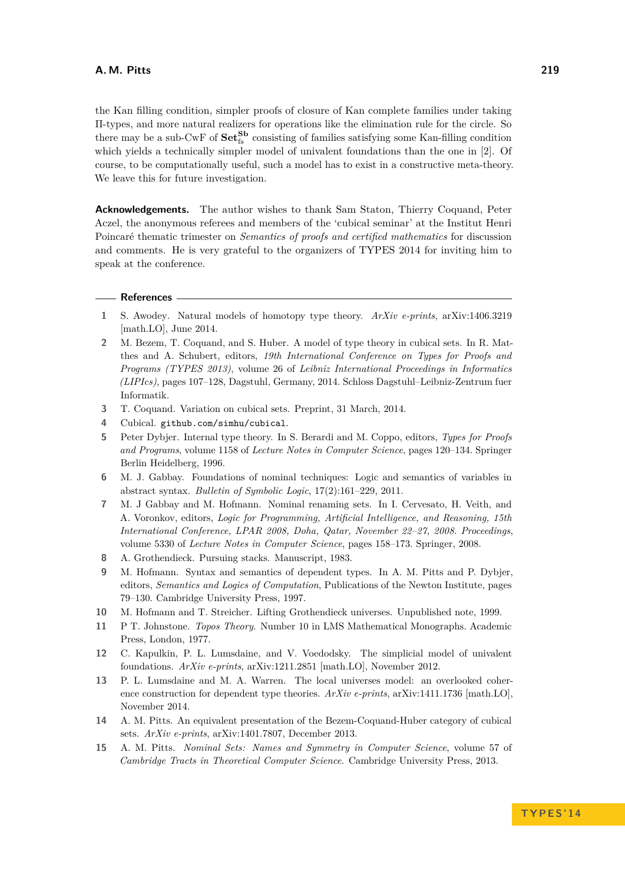the Kan filling condition, simpler proofs of closure of Kan complete families under taking Π-types, and more natural realizers for operations like the elimination rule for the circle. So there may be a sub-CwF of $\mathbf{Set}_{\mathrm{fs}}^{\mathbf{Sb}}$ consisting of families satisfying some Kan-filling condition which yields a technically simpler model of univalent foundations than the one in [2]. Of course, to be computationally useful, such a model has to exist in a constructive meta-theory. We leave this for future investigation.

**Acknowledgements.** The author wishes to thank Sam Staton, Thierry Coquand, Peter Aczel, the anonymous referees and members of the 'cubical seminar' at the Institut Henri Poincaré thematic trimester on *Semantics of proofs and certified mathematics* for discussion and comments. He is very grateful to the organizers of TYPES 2014 for inviting him to speak at the conference.

## References

1. S. Awodey. Natural models of homotopy type theory. *ArXiv e-prints*, arXiv:1406.3219 [math.LO], June 2014.
2. M. Bezem, T. Coquand, and S. Huber. A model of type theory in cubical sets. In R. Matthes and A. Schubert, editors, *19th International Conference on Types for Proofs and Programs (TYPES 2013)*, volume 26 of *Leibniz International Proceedings in Informatics (LIPIcs)*, pages 107–128, Dagstuhl, Germany, 2014. Schloss Dagstuhl–Leibniz-Zentrum fuer Informatik.
3. T. Coquand. Variation on cubical sets. Preprint, 31 March, 2014.
4. Cubical. `github.com/simhu/cubical`.
5. Peter Dybjer. Internal type theory. In S. Berardi and M. Coppo, editors, *Types for Proofs and Programs*, volume 1158 of *Lecture Notes in Computer Science*, pages 120–134. Springer Berlin Heidelberg, 1996.
6. M. J. Gabbay. Foundations of nominal techniques: Logic and semantics of variables in abstract syntax. *Bulletin of Symbolic Logic*, 17(2):161–229, 2011.
7. M. J Gabbay and M. Hofmann. Nominal renaming sets. In I. Cervesato, H. Veith, and A. Voronkov, editors, *Logic for Programming, Artificial Intelligence, and Reasoning, 15th International Conference, LPAR 2008, Doha, Qatar, November 22–27, 2008. Proceedings*, volume 5330 of *Lecture Notes in Computer Science*, pages 158–173. Springer, 2008.
8. A. Grothendieck. Pursuing stacks. Manuscript, 1983.
9. M. Hofmann. Syntax and semantics of dependent types. In A. M. Pitts and P. Dybjer, editors, *Semantics and Logics of Computation*, Publications of the Newton Institute, pages 79–130. Cambridge University Press, 1997.
10. M. Hofmann and T. Streicher. Lifting Grothendieck universes. Unpublished note, 1999.
11. P T. Johnstone. *Topos Theory*. Number 10 in LMS Mathematical Monographs. Academic Press, London, 1977.
12. C. Kapulkin, P. L. Lumsdaine, and V. Voedodsky. The simplicial model of univalent foundations. *ArXiv e-prints*, arXiv:1211.2851 [math.LO], November 2012.
13. P. L. Lumsdaine and M. A. Warren. The local universes model: an overlooked coherence construction for dependent type theories. *ArXiv e-prints*, arXiv:1411.1736 [math.LO], November 2014.
14. A. M. Pitts. An equivalent presentation of the Bezem-Coquand-Huber category of cubical sets. *ArXiv e-prints*, arXiv:1401.7807, December 2013.
15. A. M. Pitts. *Nominal Sets: Names and Symmetry in Computer Science*, volume 57 of *Cambridge Tracts in Theoretical Computer Science*. Cambridge University Press, 2013.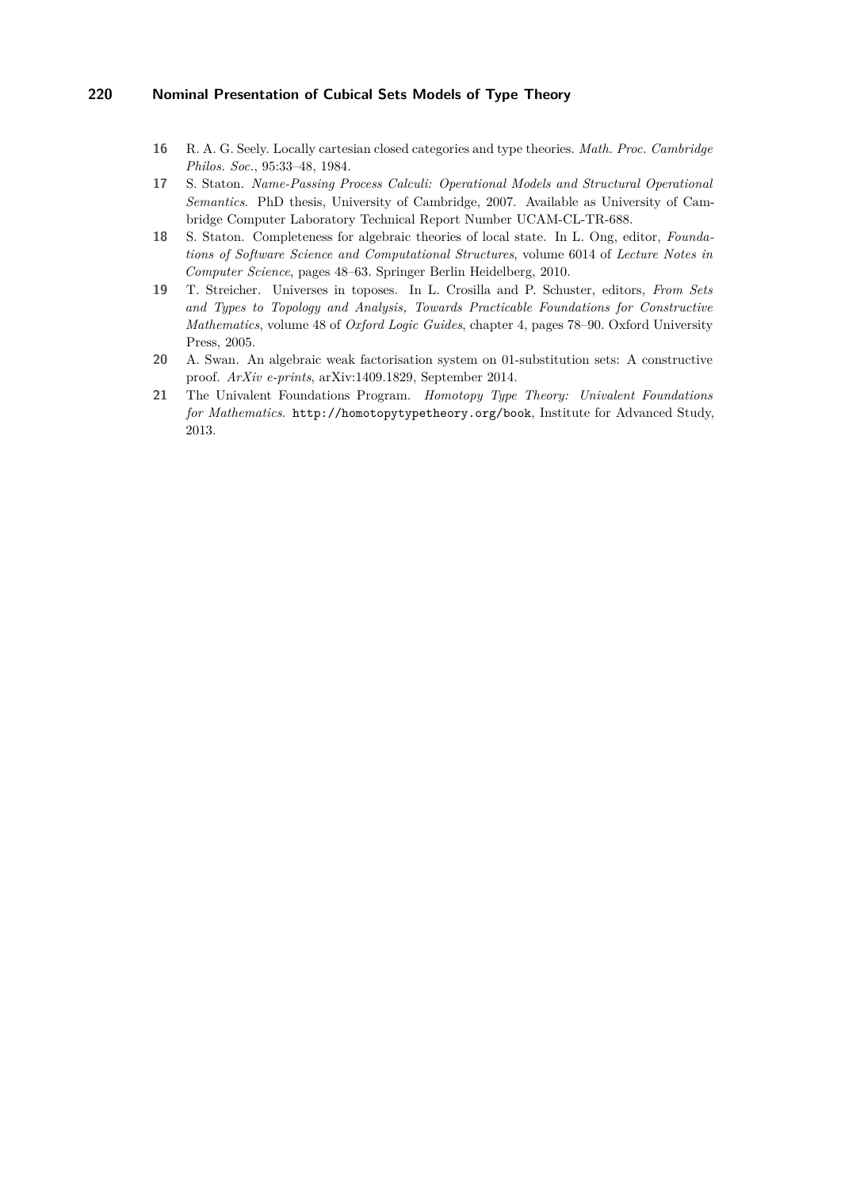**16** R. A. G. Seely. Locally cartesian closed categories and type theories. *Math. Proc. Cambridge Philos. Soc.*, 95:33–48, 1984.

**17** S. Staton. *Name-Passing Process Calculi: Operational Models and Structural Operational Semantics*. PhD thesis, University of Cambridge, 2007. Available as University of Cambridge Computer Laboratory Technical Report Number UCAM-CL-TR-688.

**18** S. Staton. Completeness for algebraic theories of local state. In L. Ong, editor, *Foundations of Software Science and Computational Structures*, volume 6014 of *Lecture Notes in Computer Science*, pages 48–63. Springer Berlin Heidelberg, 2010.

**19** T. Streicher. Universes in toposes. In L. Crosilla and P. Schuster, editors, *From Sets and Types to Topology and Analysis, Towards Practicable Foundations for Constructive Mathematics*, volume 48 of *Oxford Logic Guides*, chapter 4, pages 78–90. Oxford University Press, 2005.

**20** A. Swan. An algebraic weak factorisation system on 01-substitution sets: A constructive proof. *ArXiv e-prints*, arXiv:1409.1829, September 2014.

**21** The Univalent Foundations Program. *Homotopy Type Theory: Univalent Foundations for Mathematics*. `http://homotopytypetheory.org/book`, Institute for Advanced Study, 2013.